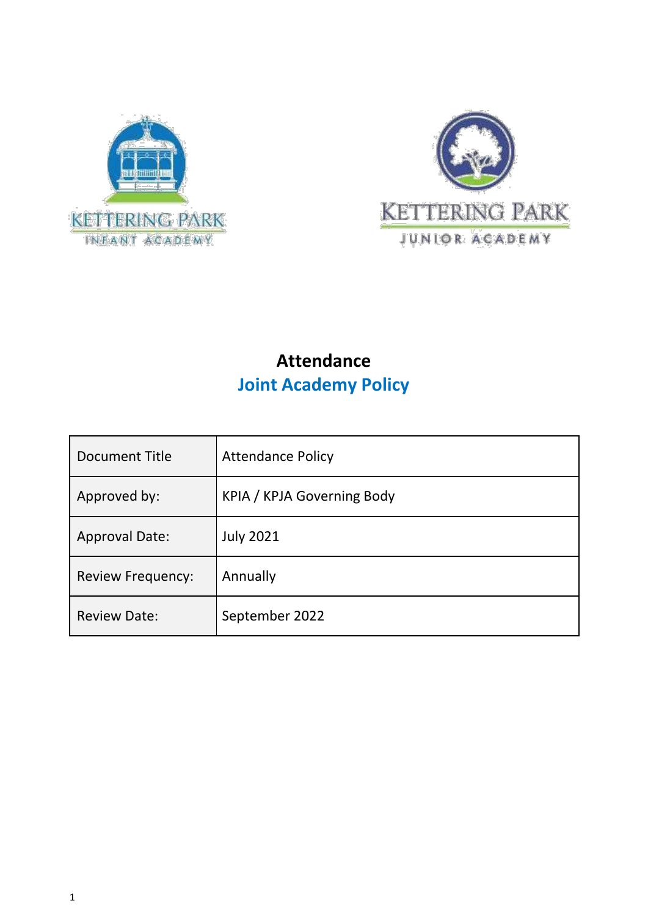KETTERING PARK INFANT ACADEMY

KETTERING PARK JUNIOR ACADEMY

# Attendance

## Joint Academy Policy

| Document Title | Attendance Policy |
|---|---|
| Approved by: | KPIA / KPJA Governing Body |
| Approval Date: | July 2021 |
| Review Frequency: | Annually |
| Review Date: | September 2022 |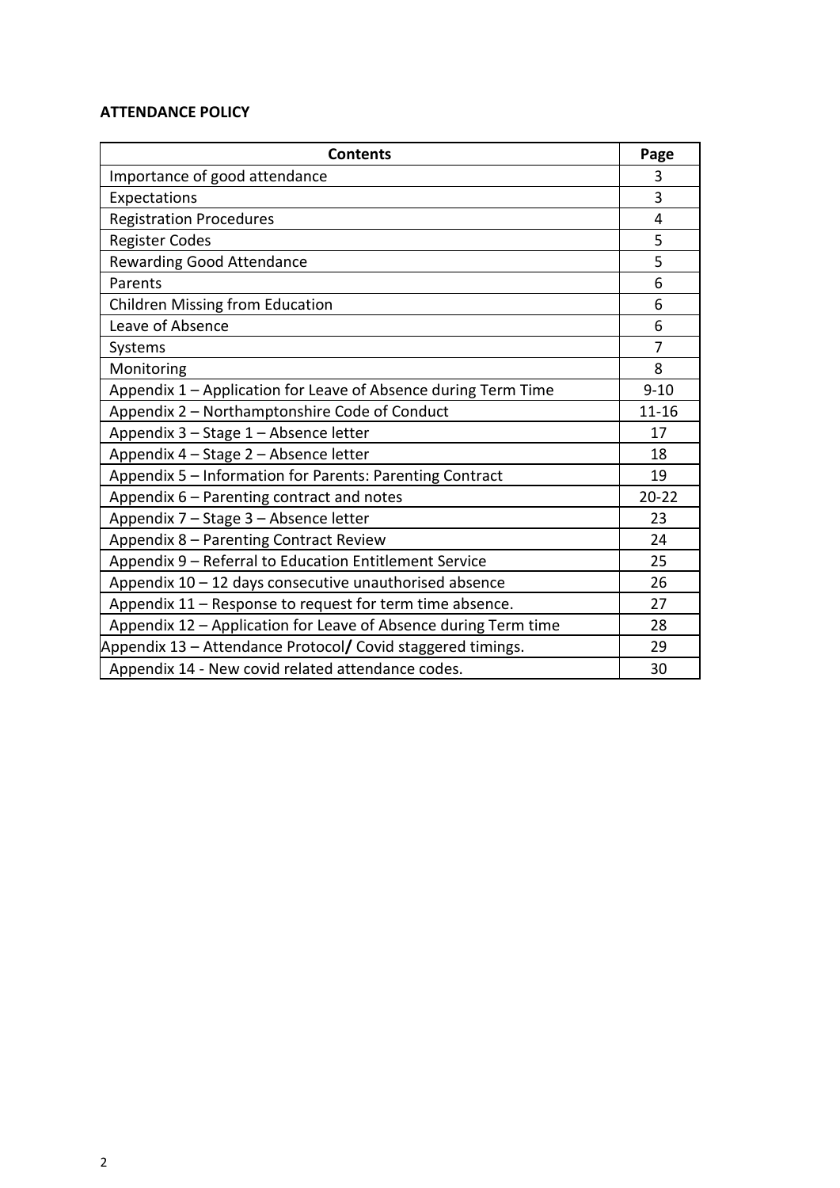**ATTENDANCE POLICY**

| Contents | Page |
|---|---|
| Importance of good attendance | 3 |
| Expectations | 3 |
| Registration Procedures | 4 |
| Register Codes | 5 |
| Rewarding Good Attendance | 5 |
| Parents | 6 |
| Children Missing from Education | 6 |
| Leave of Absence | 6 |
| Systems | 7 |
| Monitoring | 8 |
| Appendix 1 – Application for Leave of Absence during Term Time | 9-10 |
| Appendix 2 – Northamptonshire Code of Conduct | 11-16 |
| Appendix 3 – Stage 1 – Absence letter | 17 |
| Appendix 4 – Stage 2 – Absence letter | 18 |
| Appendix 5 – Information for Parents: Parenting Contract | 19 |
| Appendix 6 – Parenting contract and notes | 20-22 |
| Appendix 7 – Stage 3 – Absence letter | 23 |
| Appendix 8 – Parenting Contract Review | 24 |
| Appendix 9 – Referral to Education Entitlement Service | 25 |
| Appendix 10 – 12 days consecutive unauthorised absence | 26 |
| Appendix 11 – Response to request for term time absence. | 27 |
| Appendix 12 – Application for Leave of Absence during Term time | 28 |
| Appendix 13 – Attendance Protocol/ Covid staggered timings. | 29 |
| Appendix 14 - New covid related attendance codes. | 30 |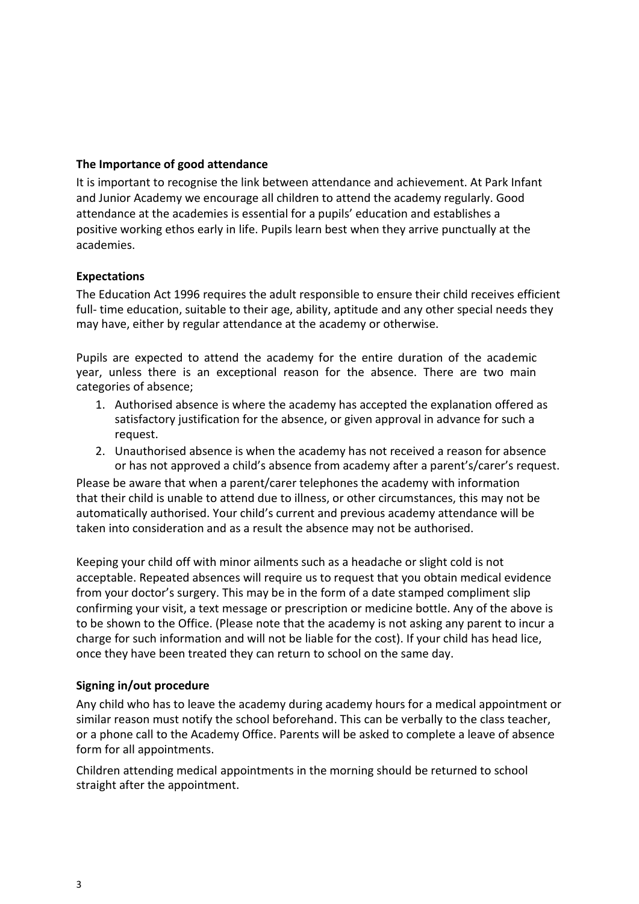### The Importance of good attendance

It is important to recognise the link between attendance and achievement. At Park Infant and Junior Academy we encourage all children to attend the academy regularly. Good attendance at the academies is essential for a pupils' education and establishes a positive working ethos early in life. Pupils learn best when they arrive punctually at the academies.

### Expectations

The Education Act 1996 requires the adult responsible to ensure their child receives efficient full- time education, suitable to their age, ability, aptitude and any other special needs they may have, either by regular attendance at the academy or otherwise.

Pupils are expected to attend the academy for the entire duration of the academic year, unless there is an exceptional reason for the absence. There are two main categories of absence;

1. Authorised absence is where the academy has accepted the explanation offered as satisfactory justification for the absence, or given approval in advance for such a request.
2. Unauthorised absence is when the academy has not received a reason for absence or has not approved a child's absence from academy after a parent's/carer's request.

Please be aware that when a parent/carer telephones the academy with information that their child is unable to attend due to illness, or other circumstances, this may not be automatically authorised. Your child's current and previous academy attendance will be taken into consideration and as a result the absence may not be authorised.

Keeping your child off with minor ailments such as a headache or slight cold is not acceptable. Repeated absences will require us to request that you obtain medical evidence from your doctor's surgery. This may be in the form of a date stamped compliment slip confirming your visit, a text message or prescription or medicine bottle. Any of the above is to be shown to the Office. (Please note that the academy is not asking any parent to incur a charge for such information and will not be liable for the cost). If your child has head lice, once they have been treated they can return to school on the same day.

### Signing in/out procedure

Any child who has to leave the academy during academy hours for a medical appointment or similar reason must notify the school beforehand. This can be verbally to the class teacher, or a phone call to the Academy Office. Parents will be asked to complete a leave of absence form for all appointments.

Children attending medical appointments in the morning should be returned to school straight after the appointment.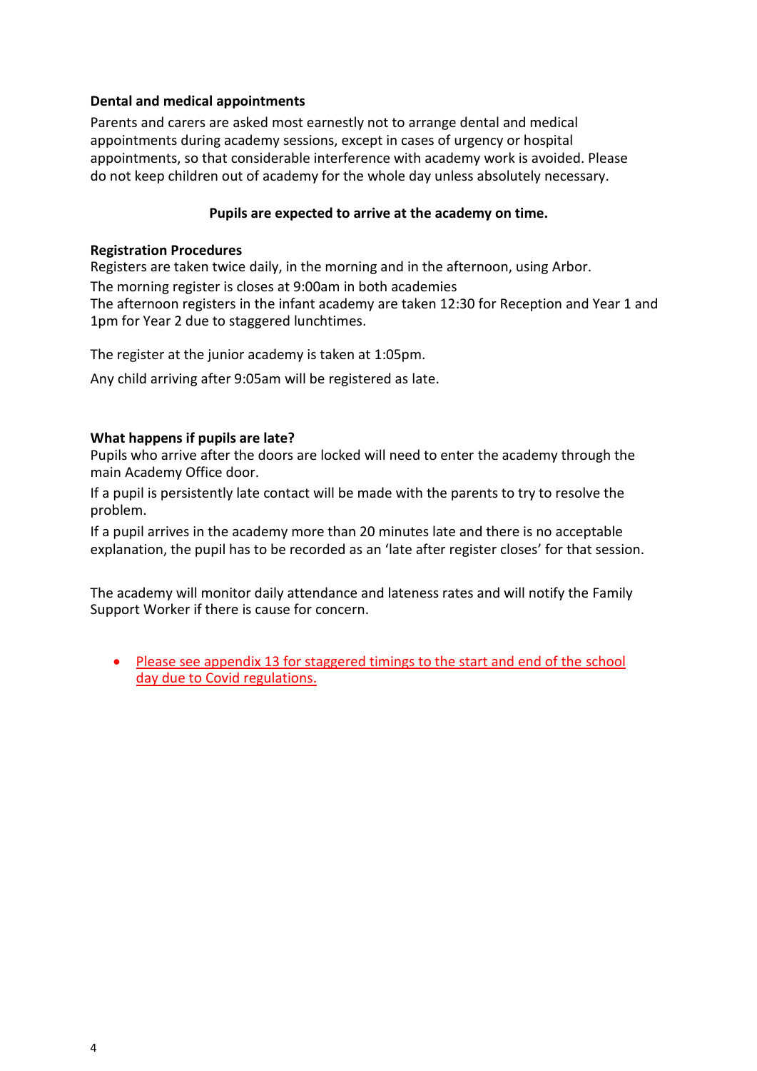**Dental and medical appointments**

Parents and carers are asked most earnestly not to arrange dental and medical appointments during academy sessions, except in cases of urgency or hospital appointments, so that considerable interference with academy work is avoided. Please do not keep children out of academy for the whole day unless absolutely necessary.

**Pupils are expected to arrive at the academy on time.**

**Registration Procedures**

Registers are taken twice daily, in the morning and in the afternoon, using Arbor.

The morning register is closes at 9:00am in both academies

The afternoon registers in the infant academy are taken 12:30 for Reception and Year 1 and 1pm for Year 2 due to staggered lunchtimes.

The register at the junior academy is taken at 1:05pm.

Any child arriving after 9:05am will be registered as late.

**What happens if pupils are late?**

Pupils who arrive after the doors are locked will need to enter the academy through the main Academy Office door.

If a pupil is persistently late contact will be made with the parents to try to resolve the problem.

If a pupil arrives in the academy more than 20 minutes late and there is no acceptable explanation, the pupil has to be recorded as an 'late after register closes' for that session.

The academy will monitor daily attendance and lateness rates and will notify the Family Support Worker if there is cause for concern.

- Please see appendix 13 for staggered timings to the start and end of the school day due to Covid regulations.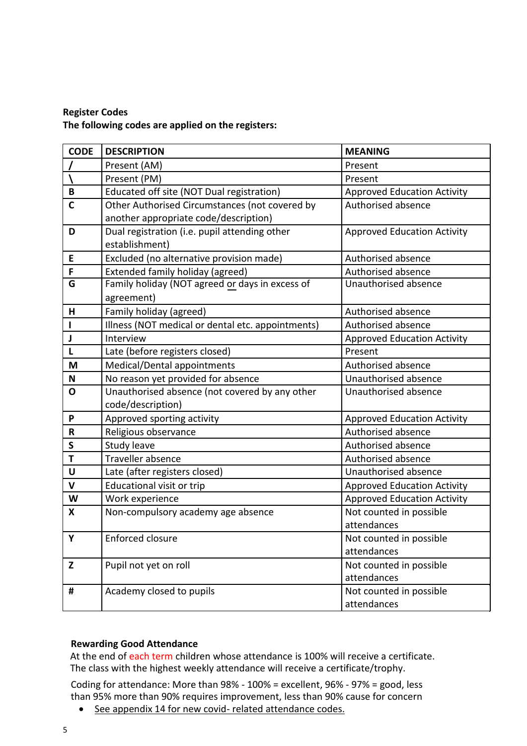**Register Codes**
**The following codes are applied on the registers:**

| CODE | DESCRIPTION | MEANING |
|---|---|---|
| / | Present (AM) | Present |
| \ | Present (PM) | Present |
| B | Educated off site (NOT Dual registration) | Approved Education Activity |
| C | Other Authorised Circumstances (not covered by another appropriate code/description) | Authorised absence |
| D | Dual registration (i.e. pupil attending other establishment) | Approved Education Activity |
| E | Excluded (no alternative provision made) | Authorised absence |
| F | Extended family holiday (agreed) | Authorised absence |
| G | Family holiday (NOT agreed or days in excess of agreement) | Unauthorised absence |
| H | Family holiday (agreed) | Authorised absence |
| I | Illness (NOT medical or dental etc. appointments) | Authorised absence |
| J | Interview | Approved Education Activity |
| L | Late (before registers closed) | Present |
| M | Medical/Dental appointments | Authorised absence |
| N | No reason yet provided for absence | Unauthorised absence |
| O | Unauthorised absence (not covered by any other code/description) | Unauthorised absence |
| P | Approved sporting activity | Approved Education Activity |
| R | Religious observance | Authorised absence |
| S | Study leave | Authorised absence |
| T | Traveller absence | Authorised absence |
| U | Late (after registers closed) | Unauthorised absence |
| V | Educational visit or trip | Approved Education Activity |
| W | Work experience | Approved Education Activity |
| X | Non-compulsory academy age absence | Not counted in possible attendances |
| Y | Enforced closure | Not counted in possible attendances |
| Z | Pupil not yet on roll | Not counted in possible attendances |
| # | Academy closed to pupils | Not counted in possible attendances |

**Rewarding Good Attendance**

At the end of each term children whose attendance is 100% will receive a certificate. The class with the highest weekly attendance will receive a certificate/trophy.

Coding for attendance: More than 98% - 100% = excellent, 96% - 97% = good, less than 95% more than 90% requires improvement, less than 90% cause for concern

- See appendix 14 for new covid- related attendance codes.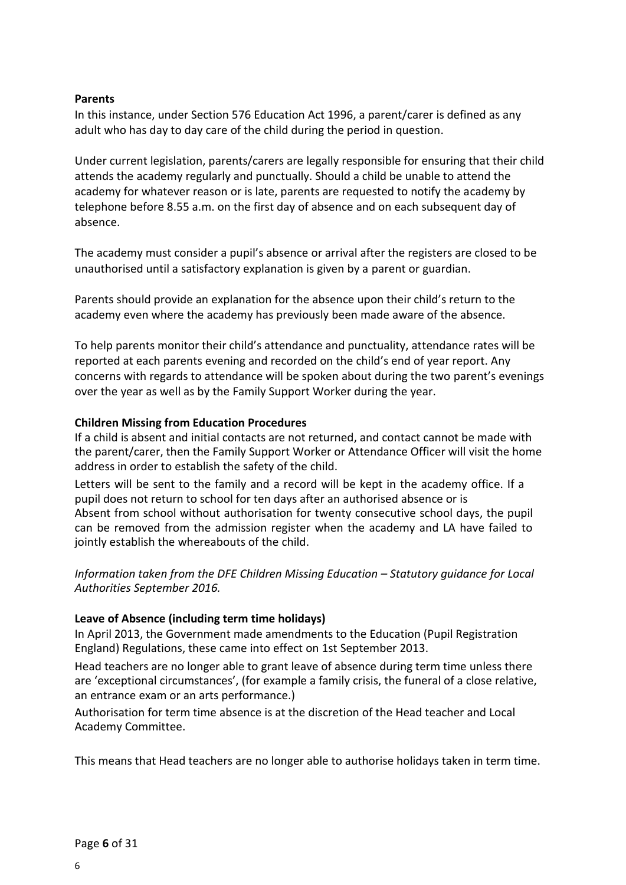**Parents**

In this instance, under Section 576 Education Act 1996, a parent/carer is defined as any adult who has day to day care of the child during the period in question.

Under current legislation, parents/carers are legally responsible for ensuring that their child attends the academy regularly and punctually. Should a child be unable to attend the academy for whatever reason or is late, parents are requested to notify the academy by telephone before 8.55 a.m. on the first day of absence and on each subsequent day of absence.

The academy must consider a pupil's absence or arrival after the registers are closed to be unauthorised until a satisfactory explanation is given by a parent or guardian.

Parents should provide an explanation for the absence upon their child's return to the academy even where the academy has previously been made aware of the absence.

To help parents monitor their child's attendance and punctuality, attendance rates will be reported at each parents evening and recorded on the child's end of year report. Any concerns with regards to attendance will be spoken about during the two parent's evenings over the year as well as by the Family Support Worker during the year.

**Children Missing from Education Procedures**

If a child is absent and initial contacts are not returned, and contact cannot be made with the parent/carer, then the Family Support Worker or Attendance Officer will visit the home address in order to establish the safety of the child.

Letters will be sent to the family and a record will be kept in the academy office. If a pupil does not return to school for ten days after an authorised absence or is Absent from school without authorisation for twenty consecutive school days, the pupil can be removed from the admission register when the academy and LA have failed to jointly establish the whereabouts of the child.

*Information taken from the DFE Children Missing Education – Statutory guidance for Local Authorities September 2016.*

**Leave of Absence (including term time holidays)**

In April 2013, the Government made amendments to the Education (Pupil Registration England) Regulations, these came into effect on 1st September 2013.

Head teachers are no longer able to grant leave of absence during term time unless there are 'exceptional circumstances', (for example a family crisis, the funeral of a close relative, an entrance exam or an arts performance.)

Authorisation for term time absence is at the discretion of the Head teacher and Local Academy Committee.

This means that Head teachers are no longer able to authorise holidays taken in term time.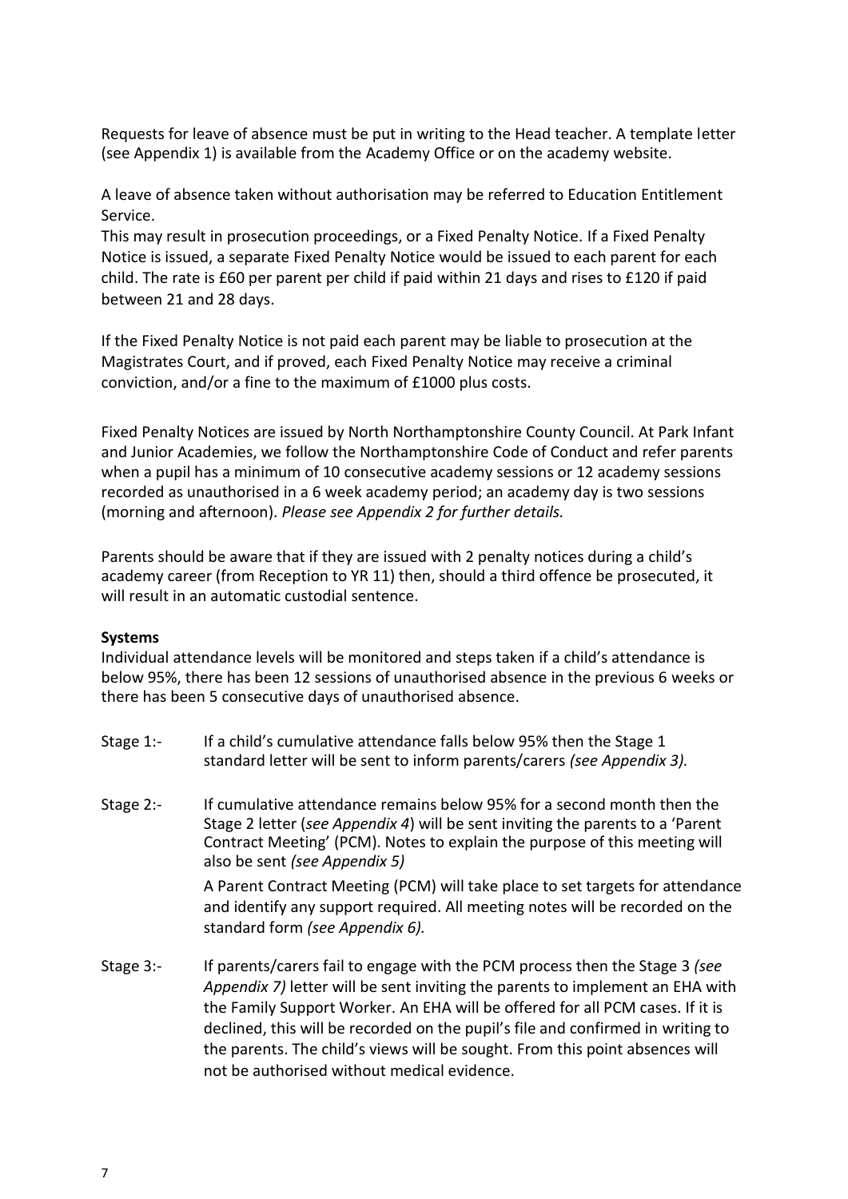Requests for leave of absence must be put in writing to the Head teacher. A template letter (see Appendix 1) is available from the Academy Office or on the academy website.

A leave of absence taken without authorisation may be referred to Education Entitlement Service.
This may result in prosecution proceedings, or a Fixed Penalty Notice. If a Fixed Penalty Notice is issued, a separate Fixed Penalty Notice would be issued to each parent for each child. The rate is £60 per parent per child if paid within 21 days and rises to £120 if paid between 21 and 28 days.

If the Fixed Penalty Notice is not paid each parent may be liable to prosecution at the Magistrates Court, and if proved, each Fixed Penalty Notice may receive a criminal conviction, and/or a fine to the maximum of £1000 plus costs.

Fixed Penalty Notices are issued by North Northamptonshire County Council. At Park Infant and Junior Academies, we follow the Northamptonshire Code of Conduct and refer parents when a pupil has a minimum of 10 consecutive academy sessions or 12 academy sessions recorded as unauthorised in a 6 week academy period; an academy day is two sessions (morning and afternoon). *Please see Appendix 2 for further details.*

Parents should be aware that if they are issued with 2 penalty notices during a child's academy career (from Reception to YR 11) then, should a third offence be prosecuted, it will result in an automatic custodial sentence.

**Systems**
Individual attendance levels will be monitored and steps taken if a child's attendance is below 95%, there has been 12 sessions of unauthorised absence in the previous 6 weeks or there has been 5 consecutive days of unauthorised absence.

Stage 1:- If a child's cumulative attendance falls below 95% then the Stage 1 standard letter will be sent to inform parents/carers *(see Appendix 3).*

Stage 2:- If cumulative attendance remains below 95% for a second month then the Stage 2 letter (*see Appendix 4*) will be sent inviting the parents to a 'Parent Contract Meeting' (PCM). Notes to explain the purpose of this meeting will also be sent *(see Appendix 5)*

A Parent Contract Meeting (PCM) will take place to set targets for attendance and identify any support required. All meeting notes will be recorded on the standard form *(see Appendix 6).*

Stage 3:- If parents/carers fail to engage with the PCM process then the Stage 3 *(see Appendix 7)* letter will be sent inviting the parents to implement an EHA with the Family Support Worker. An EHA will be offered for all PCM cases. If it is declined, this will be recorded on the pupil's file and confirmed in writing to the parents. The child's views will be sought. From this point absences will not be authorised without medical evidence.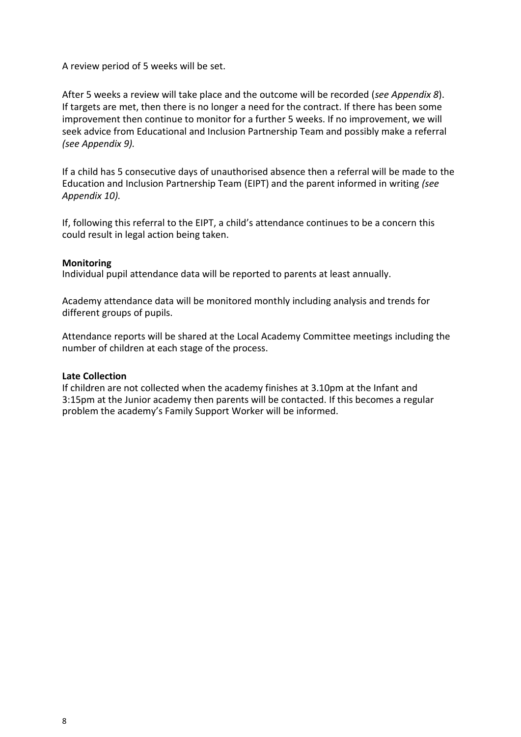A review period of 5 weeks will be set.

After 5 weeks a review will take place and the outcome will be recorded (*see Appendix 8*). If targets are met, then there is no longer a need for the contract. If there has been some improvement then continue to monitor for a further 5 weeks. If no improvement, we will seek advice from Educational and Inclusion Partnership Team and possibly make a referral *(see Appendix 9).*

If a child has 5 consecutive days of unauthorised absence then a referral will be made to the Education and Inclusion Partnership Team (EIPT) and the parent informed in writing *(see Appendix 10).*

If, following this referral to the EIPT, a child's attendance continues to be a concern this could result in legal action being taken.

**Monitoring**

Individual pupil attendance data will be reported to parents at least annually.

Academy attendance data will be monitored monthly including analysis and trends for different groups of pupils.

Attendance reports will be shared at the Local Academy Committee meetings including the number of children at each stage of the process.

**Late Collection**

If children are not collected when the academy finishes at 3.10pm at the Infant and 3:15pm at the Junior academy then parents will be contacted. If this becomes a regular problem the academy's Family Support Worker will be informed.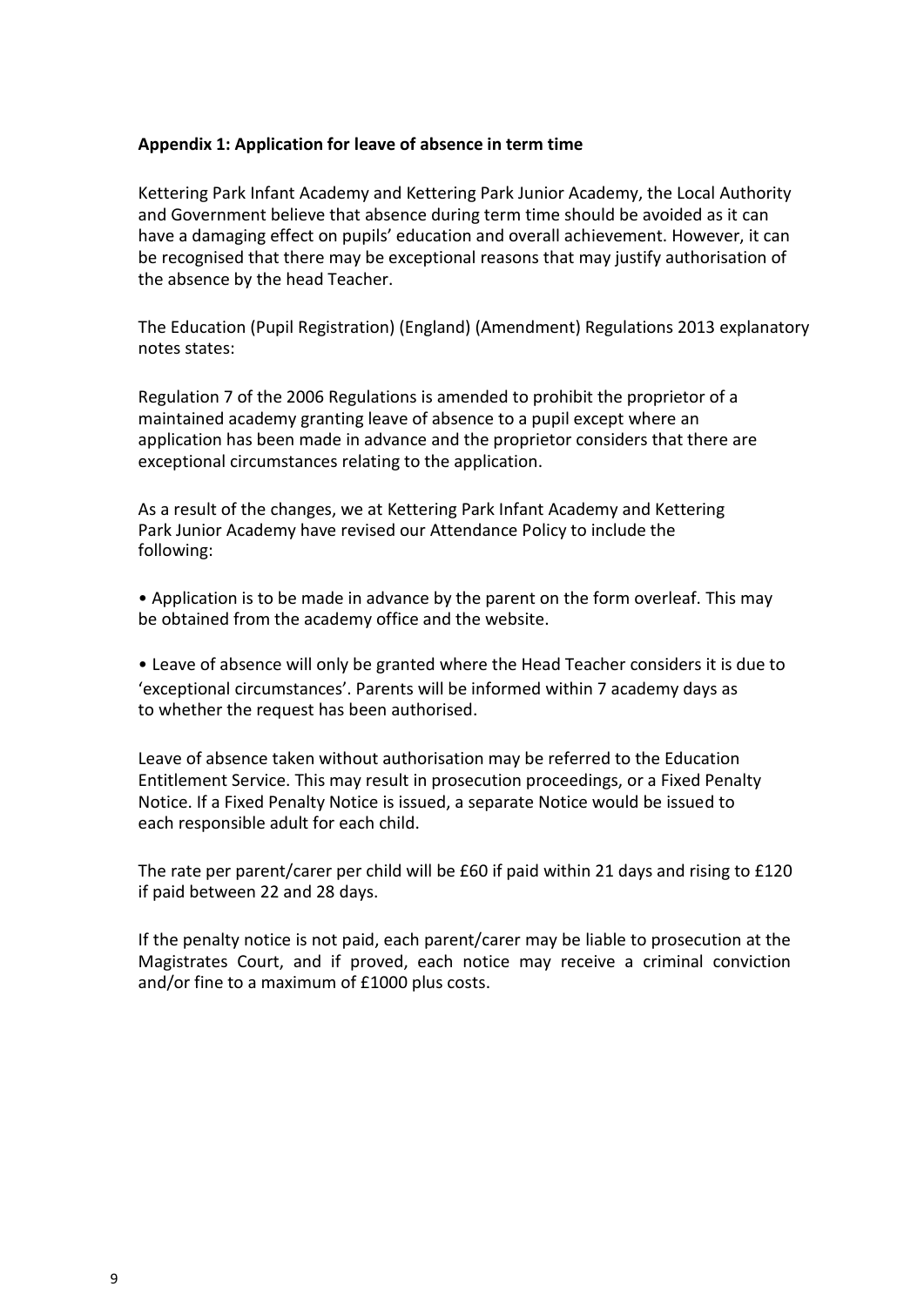**Appendix 1: Application for leave of absence in term time**

Kettering Park Infant Academy and Kettering Park Junior Academy, the Local Authority and Government believe that absence during term time should be avoided as it can have a damaging effect on pupils' education and overall achievement. However, it can be recognised that there may be exceptional reasons that may justify authorisation of the absence by the head Teacher.

The Education (Pupil Registration) (England) (Amendment) Regulations 2013 explanatory notes states:

Regulation 7 of the 2006 Regulations is amended to prohibit the proprietor of a maintained academy granting leave of absence to a pupil except where an application has been made in advance and the proprietor considers that there are exceptional circumstances relating to the application.

As a result of the changes, we at Kettering Park Infant Academy and Kettering Park Junior Academy have revised our Attendance Policy to include the following:

- Application is to be made in advance by the parent on the form overleaf. This may be obtained from the academy office and the website.

- Leave of absence will only be granted where the Head Teacher considers it is due to 'exceptional circumstances'. Parents will be informed within 7 academy days as to whether the request has been authorised.

Leave of absence taken without authorisation may be referred to the Education Entitlement Service. This may result in prosecution proceedings, or a Fixed Penalty Notice. If a Fixed Penalty Notice is issued, a separate Notice would be issued to each responsible adult for each child.

The rate per parent/carer per child will be £60 if paid within 21 days and rising to £120 if paid between 22 and 28 days.

If the penalty notice is not paid, each parent/carer may be liable to prosecution at the Magistrates Court, and if proved, each notice may receive a criminal conviction and/or fine to a maximum of £1000 plus costs.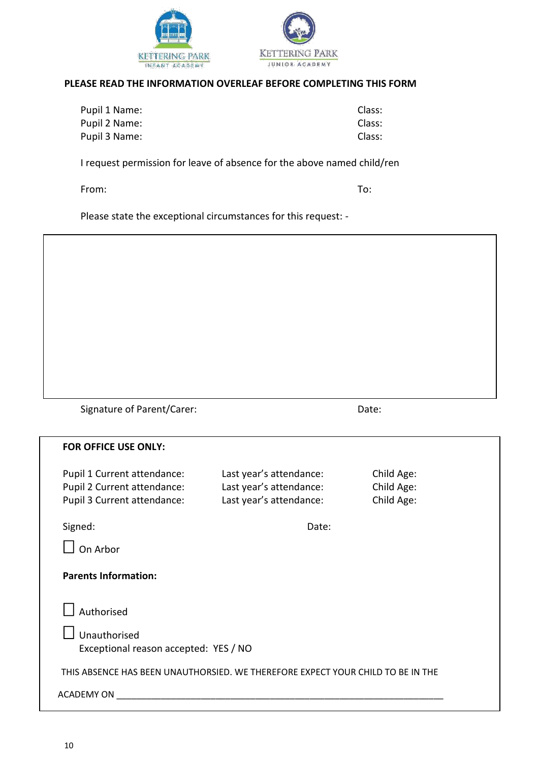KETTERING PARK INFANT ACADEMY

KETTERING PARK JUNIOR ACADEMY

**PLEASE READ THE INFORMATION OVERLEAF BEFORE COMPLETING THIS FORM**

Pupil 1 Name: Class:

Pupil 2 Name: Class:

Pupil 3 Name: Class:

I request permission for leave of absence for the above named child/ren

From: To:

Please state the exceptional circumstances for this request: -

Signature of Parent/Carer: Date:

**FOR OFFICE USE ONLY:**

| | | |
|---|---|---|
| Pupil 1 Current attendance: | Last year's attendance: | Child Age: |
| Pupil 2 Current attendance: | Last year's attendance: | Child Age: |
| Pupil 3 Current attendance: | Last year's attendance: | Child Age: |

Signed: Date:

☐ On Arbor

**Parents Information:**

☐ Authorised

☐ Unauthorised

Exceptional reason accepted: YES / NO

THIS ABSENCE HAS BEEN UNAUTHORSIED. WE THEREFORE EXPECT YOUR CHILD TO BE IN THE ACADEMY ON ________________________________________________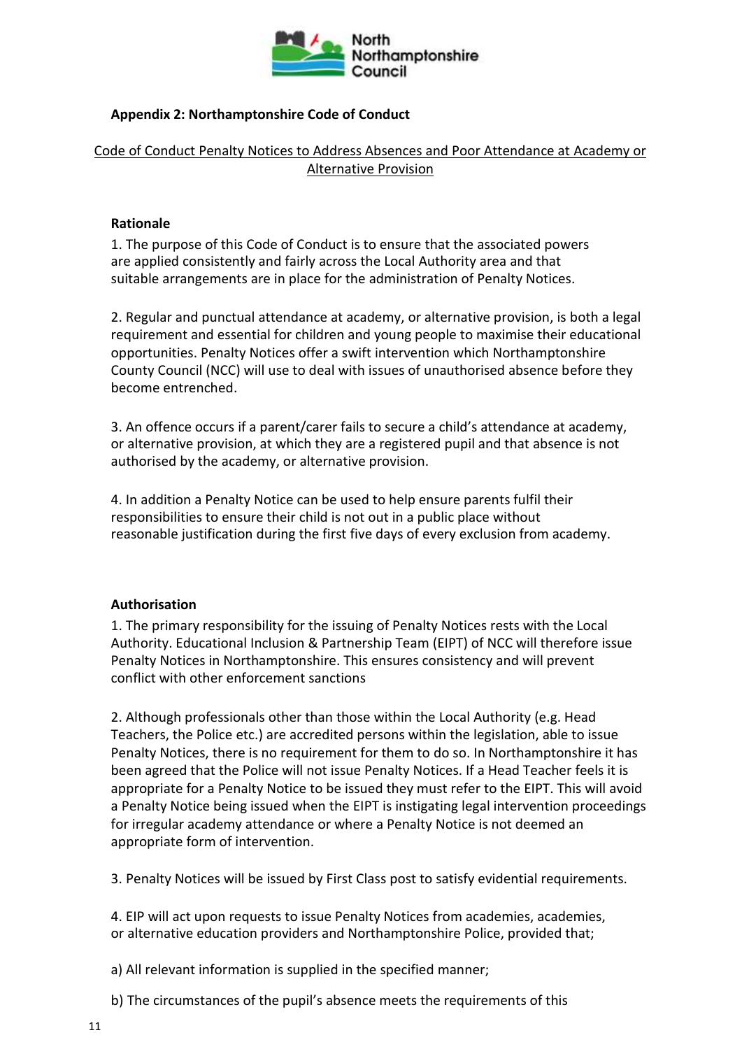**Appendix 2: Northamptonshire Code of Conduct**

Code of Conduct Penalty Notices to Address Absences and Poor Attendance at Academy or Alternative Provision

**Rationale**

1. The purpose of this Code of Conduct is to ensure that the associated powers are applied consistently and fairly across the Local Authority area and that suitable arrangements are in place for the administration of Penalty Notices.

2. Regular and punctual attendance at academy, or alternative provision, is both a legal requirement and essential for children and young people to maximise their educational opportunities. Penalty Notices offer a swift intervention which Northamptonshire County Council (NCC) will use to deal with issues of unauthorised absence before they become entrenched.

3. An offence occurs if a parent/carer fails to secure a child's attendance at academy, or alternative provision, at which they are a registered pupil and that absence is not authorised by the academy, or alternative provision.

4. In addition a Penalty Notice can be used to help ensure parents fulfil their responsibilities to ensure their child is not out in a public place without reasonable justification during the first five days of every exclusion from academy.

**Authorisation**

1. The primary responsibility for the issuing of Penalty Notices rests with the Local Authority. Educational Inclusion & Partnership Team (EIPT) of NCC will therefore issue Penalty Notices in Northamptonshire. This ensures consistency and will prevent conflict with other enforcement sanctions

2. Although professionals other than those within the Local Authority (e.g. Head Teachers, the Police etc.) are accredited persons within the legislation, able to issue Penalty Notices, there is no requirement for them to do so. In Northamptonshire it has been agreed that the Police will not issue Penalty Notices. If a Head Teacher feels it is appropriate for a Penalty Notice to be issued they must refer to the EIPT. This will avoid a Penalty Notice being issued when the EIPT is instigating legal intervention proceedings for irregular academy attendance or where a Penalty Notice is not deemed an appropriate form of intervention.

3. Penalty Notices will be issued by First Class post to satisfy evidential requirements.

4. EIP will act upon requests to issue Penalty Notices from academies, academies, or alternative education providers and Northamptonshire Police, provided that;

a) All relevant information is supplied in the specified manner;

b) The circumstances of the pupil's absence meets the requirements of this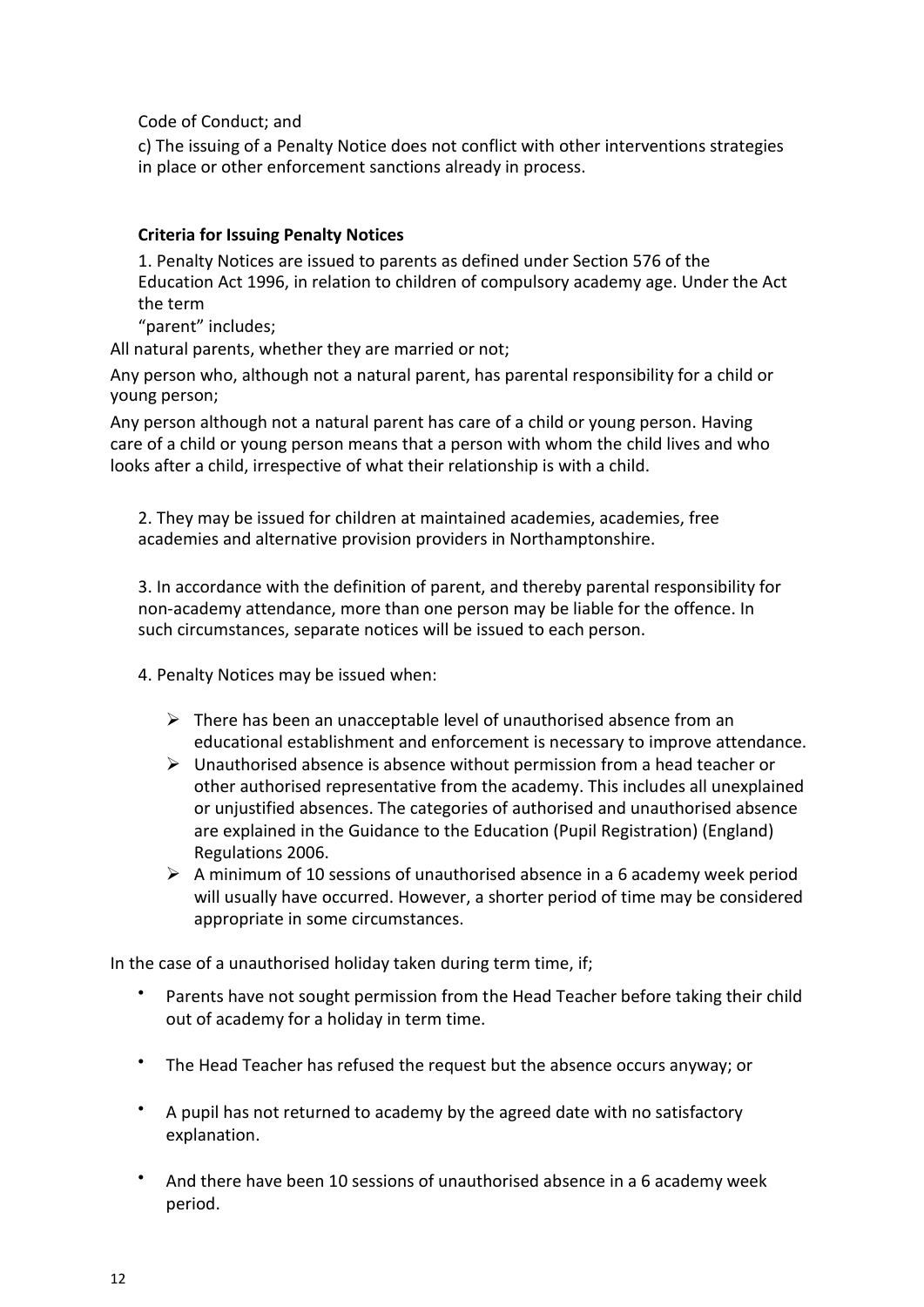Code of Conduct; and

c) The issuing of a Penalty Notice does not conflict with other interventions strategies in place or other enforcement sanctions already in process.

**Criteria for Issuing Penalty Notices**

1. Penalty Notices are issued to parents as defined under Section 576 of the Education Act 1996, in relation to children of compulsory academy age. Under the Act the term "parent" includes;

All natural parents, whether they are married or not;

Any person who, although not a natural parent, has parental responsibility for a child or young person;

Any person although not a natural parent has care of a child or young person. Having care of a child or young person means that a person with whom the child lives and who looks after a child, irrespective of what their relationship is with a child.

2. They may be issued for children at maintained academies, academies, free academies and alternative provision providers in Northamptonshire.

3. In accordance with the definition of parent, and thereby parental responsibility for non-academy attendance, more than one person may be liable for the offence. In such circumstances, separate notices will be issued to each person.

4. Penalty Notices may be issued when:

- There has been an unacceptable level of unauthorised absence from an educational establishment and enforcement is necessary to improve attendance.
- Unauthorised absence is absence without permission from a head teacher or other authorised representative from the academy. This includes all unexplained or unjustified absences. The categories of authorised and unauthorised absence are explained in the Guidance to the Education (Pupil Registration) (England) Regulations 2006.
- A minimum of 10 sessions of unauthorised absence in a 6 academy week period will usually have occurred. However, a shorter period of time may be considered appropriate in some circumstances.

In the case of a unauthorised holiday taken during term time, if;

- Parents have not sought permission from the Head Teacher before taking their child out of academy for a holiday in term time.
- The Head Teacher has refused the request but the absence occurs anyway; or
- A pupil has not returned to academy by the agreed date with no satisfactory explanation.
- And there have been 10 sessions of unauthorised absence in a 6 academy week period.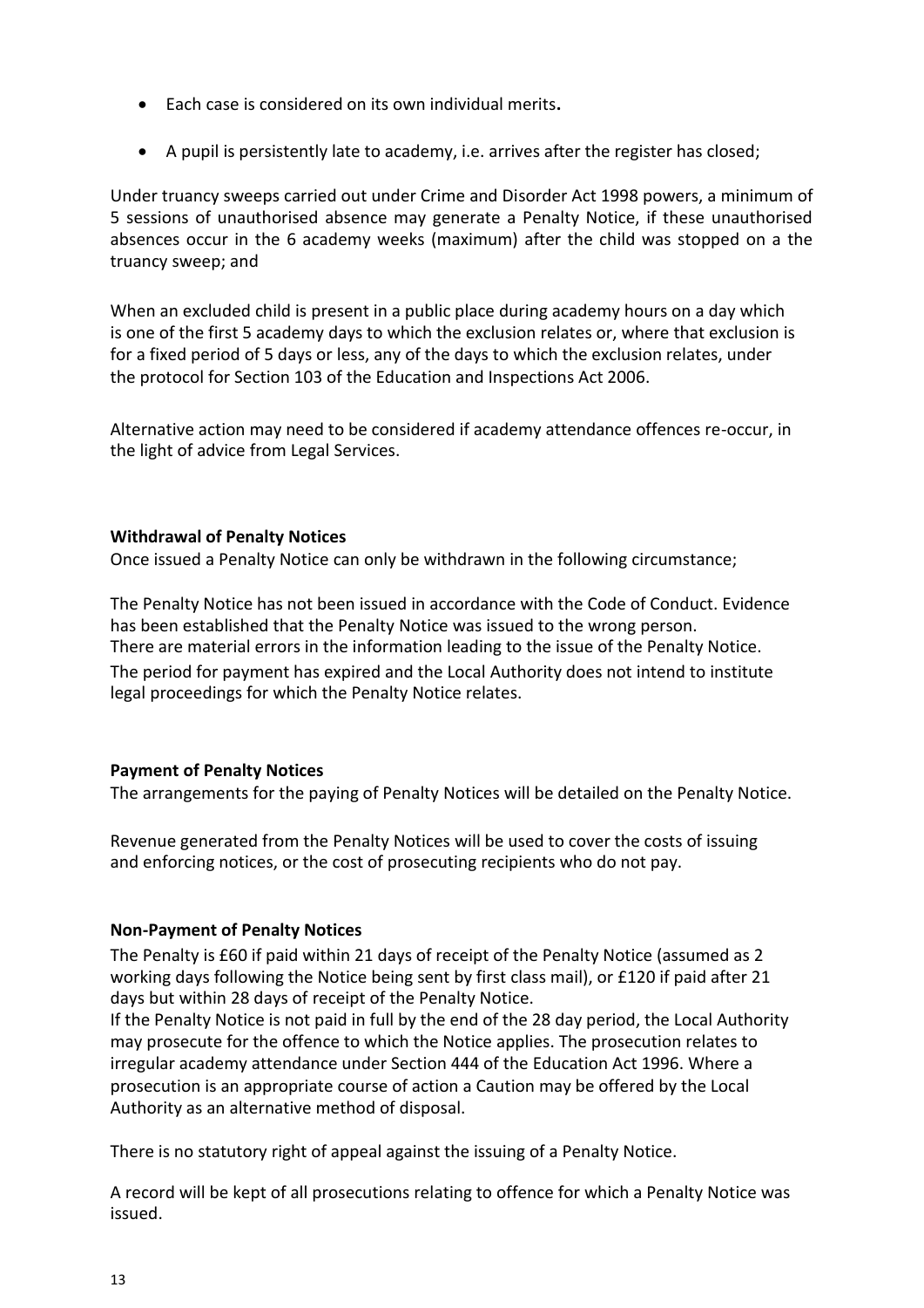- Each case is considered on its own individual merits**.**
- A pupil is persistently late to academy, i.e. arrives after the register has closed;

Under truancy sweeps carried out under Crime and Disorder Act 1998 powers, a minimum of 5 sessions of unauthorised absence may generate a Penalty Notice, if these unauthorised absences occur in the 6 academy weeks (maximum) after the child was stopped on a the truancy sweep; and

When an excluded child is present in a public place during academy hours on a day which is one of the first 5 academy days to which the exclusion relates or, where that exclusion is for a fixed period of 5 days or less, any of the days to which the exclusion relates, under the protocol for Section 103 of the Education and Inspections Act 2006.

Alternative action may need to be considered if academy attendance offences re-occur, in the light of advice from Legal Services.

**Withdrawal of Penalty Notices**

Once issued a Penalty Notice can only be withdrawn in the following circumstance;

The Penalty Notice has not been issued in accordance with the Code of Conduct. Evidence has been established that the Penalty Notice was issued to the wrong person.
There are material errors in the information leading to the issue of the Penalty Notice.
The period for payment has expired and the Local Authority does not intend to institute legal proceedings for which the Penalty Notice relates.

**Payment of Penalty Notices**

The arrangements for the paying of Penalty Notices will be detailed on the Penalty Notice.

Revenue generated from the Penalty Notices will be used to cover the costs of issuing and enforcing notices, or the cost of prosecuting recipients who do not pay.

**Non-Payment of Penalty Notices**

The Penalty is £60 if paid within 21 days of receipt of the Penalty Notice (assumed as 2 working days following the Notice being sent by first class mail), or £120 if paid after 21 days but within 28 days of receipt of the Penalty Notice.
If the Penalty Notice is not paid in full by the end of the 28 day period, the Local Authority may prosecute for the offence to which the Notice applies. The prosecution relates to irregular academy attendance under Section 444 of the Education Act 1996. Where a prosecution is an appropriate course of action a Caution may be offered by the Local Authority as an alternative method of disposal.

There is no statutory right of appeal against the issuing of a Penalty Notice.

A record will be kept of all prosecutions relating to offence for which a Penalty Notice was issued.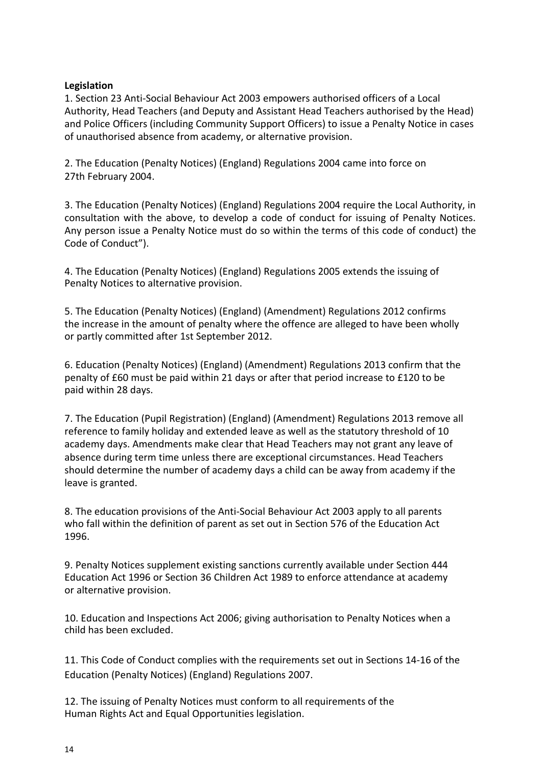**Legislation**

1. Section 23 Anti-Social Behaviour Act 2003 empowers authorised officers of a Local Authority, Head Teachers (and Deputy and Assistant Head Teachers authorised by the Head) and Police Officers (including Community Support Officers) to issue a Penalty Notice in cases of unauthorised absence from academy, or alternative provision.

2. The Education (Penalty Notices) (England) Regulations 2004 came into force on 27th February 2004.

3. The Education (Penalty Notices) (England) Regulations 2004 require the Local Authority, in consultation with the above, to develop a code of conduct for issuing of Penalty Notices. Any person issue a Penalty Notice must do so within the terms of this code of conduct) the Code of Conduct").

4. The Education (Penalty Notices) (England) Regulations 2005 extends the issuing of Penalty Notices to alternative provision.

5. The Education (Penalty Notices) (England) (Amendment) Regulations 2012 confirms the increase in the amount of penalty where the offence are alleged to have been wholly or partly committed after 1st September 2012.

6. Education (Penalty Notices) (England) (Amendment) Regulations 2013 confirm that the penalty of £60 must be paid within 21 days or after that period increase to £120 to be paid within 28 days.

7. The Education (Pupil Registration) (England) (Amendment) Regulations 2013 remove all reference to family holiday and extended leave as well as the statutory threshold of 10 academy days. Amendments make clear that Head Teachers may not grant any leave of absence during term time unless there are exceptional circumstances. Head Teachers should determine the number of academy days a child can be away from academy if the leave is granted.

8. The education provisions of the Anti-Social Behaviour Act 2003 apply to all parents who fall within the definition of parent as set out in Section 576 of the Education Act 1996.

9. Penalty Notices supplement existing sanctions currently available under Section 444 Education Act 1996 or Section 36 Children Act 1989 to enforce attendance at academy or alternative provision.

10. Education and Inspections Act 2006; giving authorisation to Penalty Notices when a child has been excluded.

11. This Code of Conduct complies with the requirements set out in Sections 14-16 of the Education (Penalty Notices) (England) Regulations 2007.

12. The issuing of Penalty Notices must conform to all requirements of the Human Rights Act and Equal Opportunities legislation.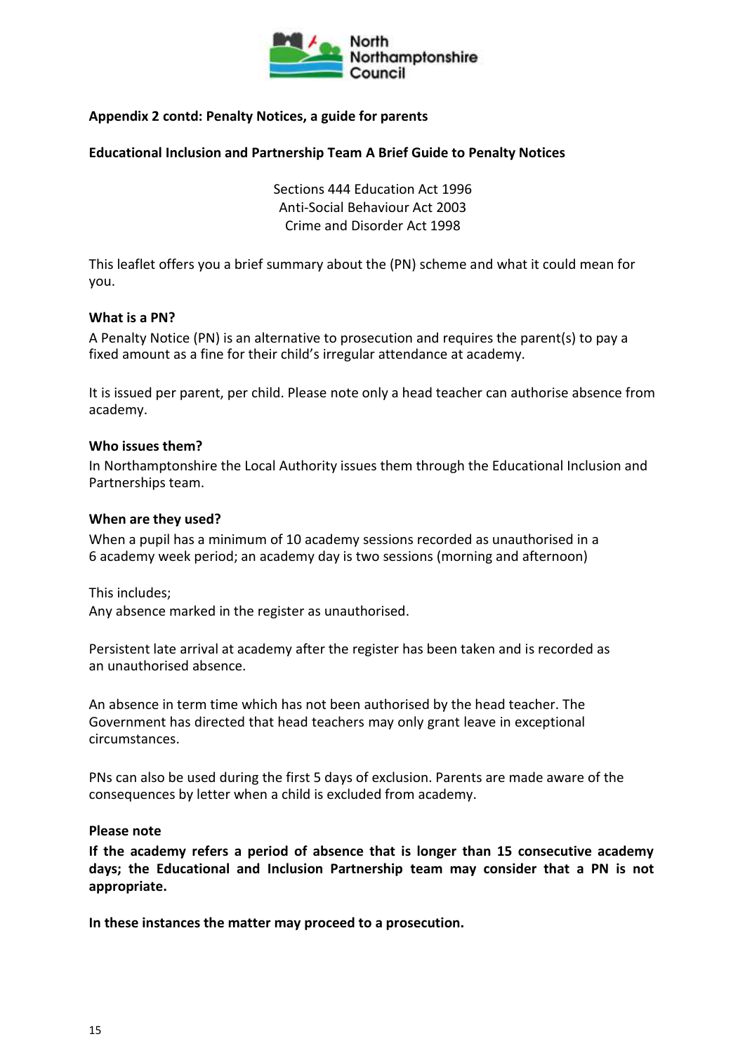**Appendix 2 contd: Penalty Notices, a guide for parents**

**Educational Inclusion and Partnership Team A Brief Guide to Penalty Notices**

Sections 444 Education Act 1996
Anti-Social Behaviour Act 2003
Crime and Disorder Act 1998

This leaflet offers you a brief summary about the (PN) scheme and what it could mean for you.

**What is a PN?**

A Penalty Notice (PN) is an alternative to prosecution and requires the parent(s) to pay a fixed amount as a fine for their child's irregular attendance at academy.

It is issued per parent, per child. Please note only a head teacher can authorise absence from academy.

**Who issues them?**

In Northamptonshire the Local Authority issues them through the Educational Inclusion and Partnerships team.

**When are they used?**

When a pupil has a minimum of 10 academy sessions recorded as unauthorised in a 6 academy week period; an academy day is two sessions (morning and afternoon)

This includes;
Any absence marked in the register as unauthorised.

Persistent late arrival at academy after the register has been taken and is recorded as an unauthorised absence.

An absence in term time which has not been authorised by the head teacher. The Government has directed that head teachers may only grant leave in exceptional circumstances.

PNs can also be used during the first 5 days of exclusion. Parents are made aware of the consequences by letter when a child is excluded from academy.

**Please note**

**If the academy refers a period of absence that is longer than 15 consecutive academy days; the Educational and Inclusion Partnership team may consider that a PN is not appropriate.**

**In these instances the matter may proceed to a prosecution.**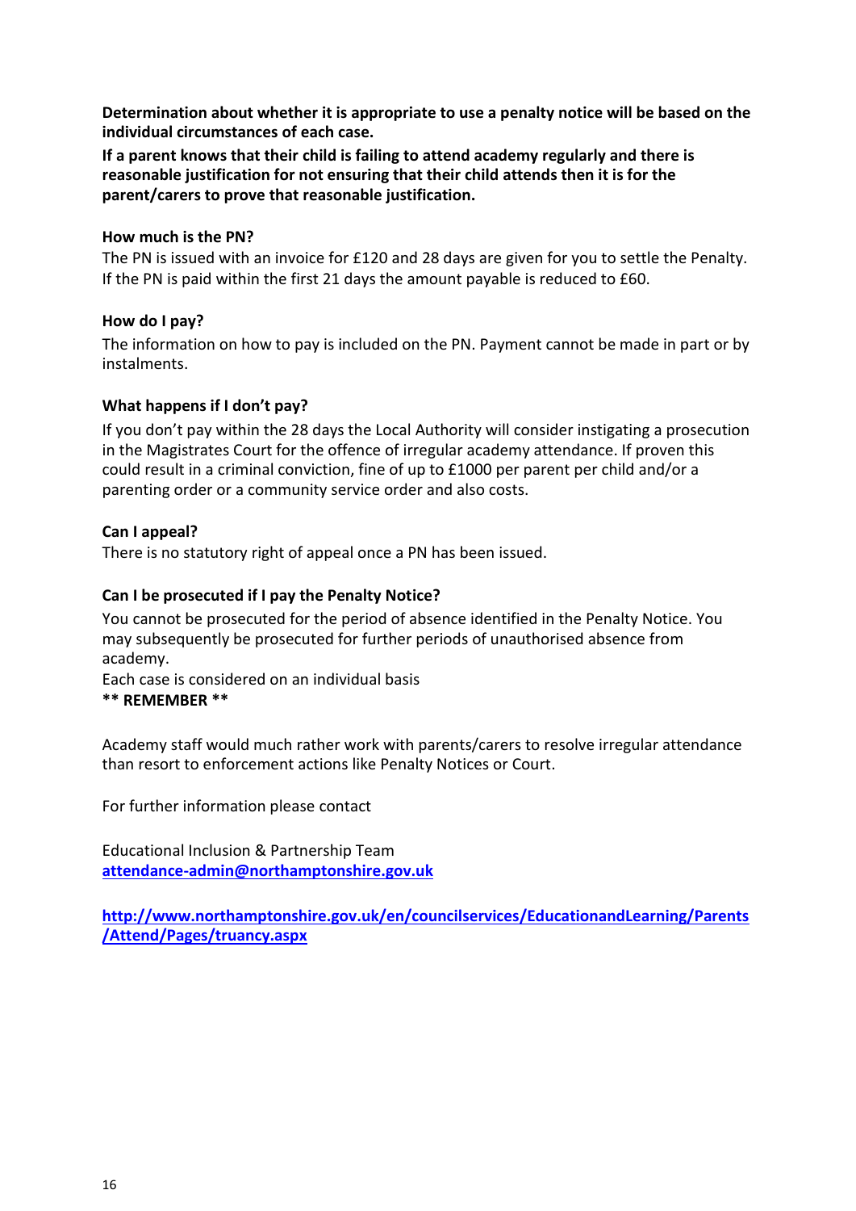**Determination about whether it is appropriate to use a penalty notice will be based on the individual circumstances of each case.**

**If a parent knows that their child is failing to attend academy regularly and there is reasonable justification for not ensuring that their child attends then it is for the parent/carers to prove that reasonable justification.**

**How much is the PN?**

The PN is issued with an invoice for £120 and 28 days are given for you to settle the Penalty. If the PN is paid within the first 21 days the amount payable is reduced to £60.

**How do I pay?**

The information on how to pay is included on the PN. Payment cannot be made in part or by instalments.

**What happens if I don't pay?**

If you don't pay within the 28 days the Local Authority will consider instigating a prosecution in the Magistrates Court for the offence of irregular academy attendance. If proven this could result in a criminal conviction, fine of up to £1000 per parent per child and/or a parenting order or a community service order and also costs.

**Can I appeal?**

There is no statutory right of appeal once a PN has been issued.

**Can I be prosecuted if I pay the Penalty Notice?**

You cannot be prosecuted for the period of absence identified in the Penalty Notice. You may subsequently be prosecuted for further periods of unauthorised absence from academy.

Each case is considered on an individual basis

**** REMEMBER ****

Academy staff would much rather work with parents/carers to resolve irregular attendance than resort to enforcement actions like Penalty Notices or Court.

For further information please contact

Educational Inclusion & Partnership Team
[attendance-admin@northamptonshire.gov.uk](mailto:attendance-admin@northamptonshire.gov.uk)

[http://www.northamptonshire.gov.uk/en/councilservices/EducationandLearning/Parents/Attend/Pages/truancy.aspx](http://www.northamptonshire.gov.uk/en/councilservices/EducationandLearning/Parents/Attend/Pages/truancy.aspx)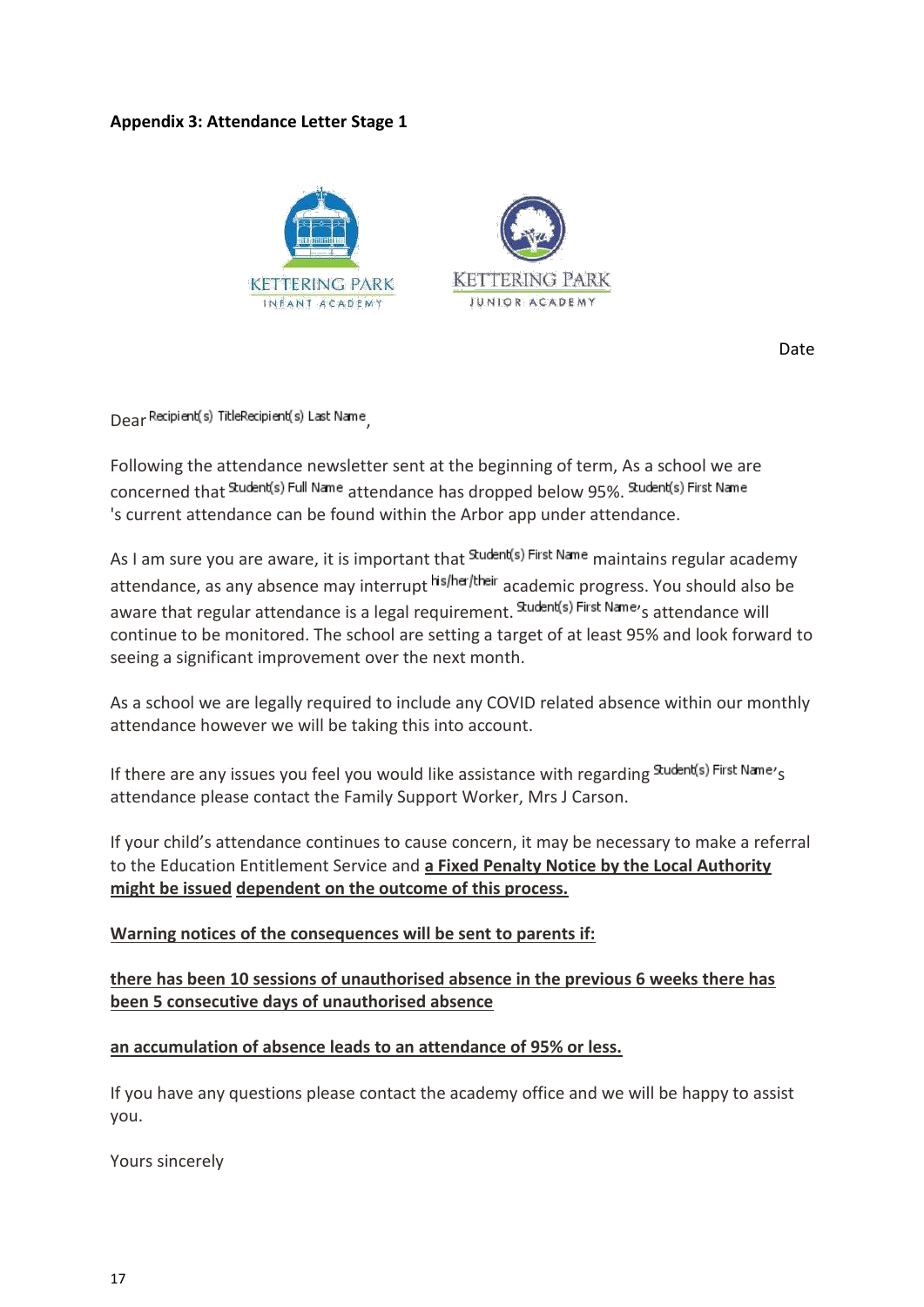**Appendix 3: Attendance Letter Stage 1**

KETTERING PARK INFANT ACADEMY

KETTERING PARK JUNIOR ACADEMY

Date

Dear Recipient(s) TitleRecipient(s) Last Name,

Following the attendance newsletter sent at the beginning of term, As a school we are concerned that Student(s) Full Name attendance has dropped below 95%. Student(s) First Name 's current attendance can be found within the Arbor app under attendance.

As I am sure you are aware, it is important that Student(s) First Name maintains regular academy attendance, as any absence may interrupt his/her/their academic progress. You should also be aware that regular attendance is a legal requirement. Student(s) First Name's attendance will continue to be monitored. The school are setting a target of at least 95% and look forward to seeing a significant improvement over the next month.

As a school we are legally required to include any COVID related absence within our monthly attendance however we will be taking this into account.

If there are any issues you feel you would like assistance with regarding Student(s) First Name's attendance please contact the Family Support Worker, Mrs J Carson.

If your child's attendance continues to cause concern, it may be necessary to make a referral to the Education Entitlement Service and **a Fixed Penalty Notice by the Local Authority might be issued** **dependent on the outcome of this process.**

**Warning notices of the consequences will be sent to parents if:**

**there has been 10 sessions of unauthorised absence in the previous 6 weeks there has been 5 consecutive days of unauthorised absence**

**an accumulation of absence leads to an attendance of 95% or less.**

If you have any questions please contact the academy office and we will be happy to assist you.

Yours sincerely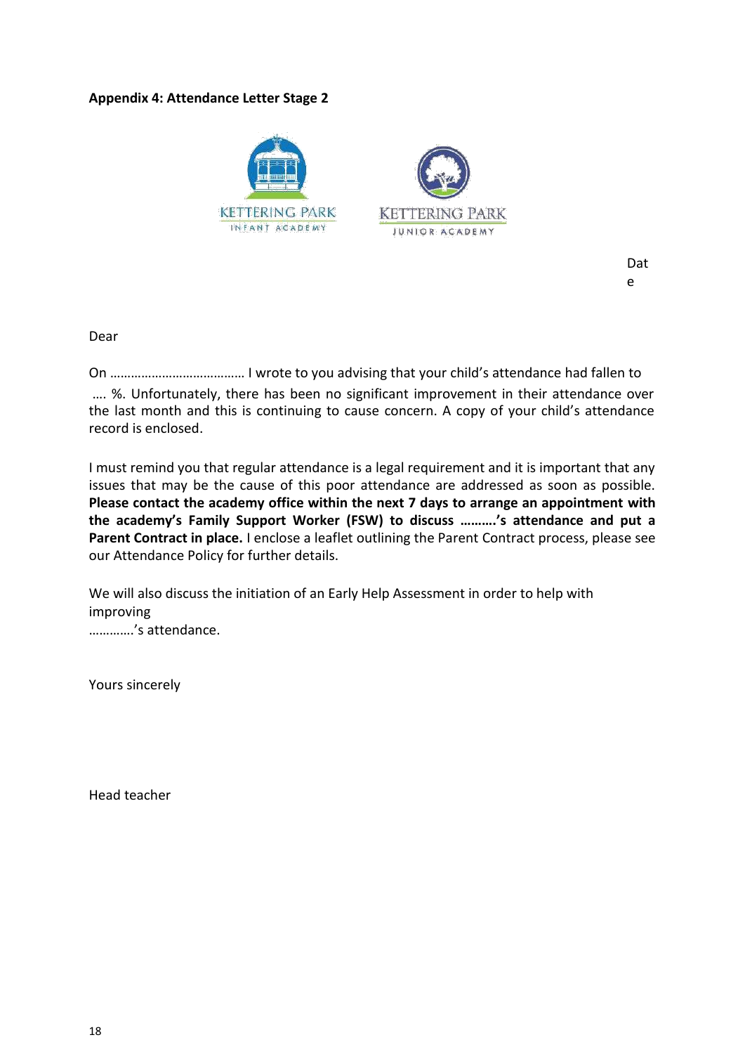**Appendix 4: Attendance Letter Stage 2**

KETTERING PARK INFANT ACADEMY

KETTERING PARK JUNIOR ACADEMY

Date

Dear

On ……………………………… I wrote to you advising that your child's attendance had fallen to …. %. Unfortunately, there has been no significant improvement in their attendance over the last month and this is continuing to cause concern. A copy of your child's attendance record is enclosed.

I must remind you that regular attendance is a legal requirement and it is important that any issues that may be the cause of this poor attendance are addressed as soon as possible. **Please contact the academy office within the next 7 days to arrange an appointment with the academy's Family Support Worker (FSW) to discuss ……….'s attendance and put a Parent Contract in place.** I enclose a leaflet outlining the Parent Contract process, please see our Attendance Policy for further details.

We will also discuss the initiation of an Early Help Assessment in order to help with improving …………'s attendance.

Yours sincerely

Head teacher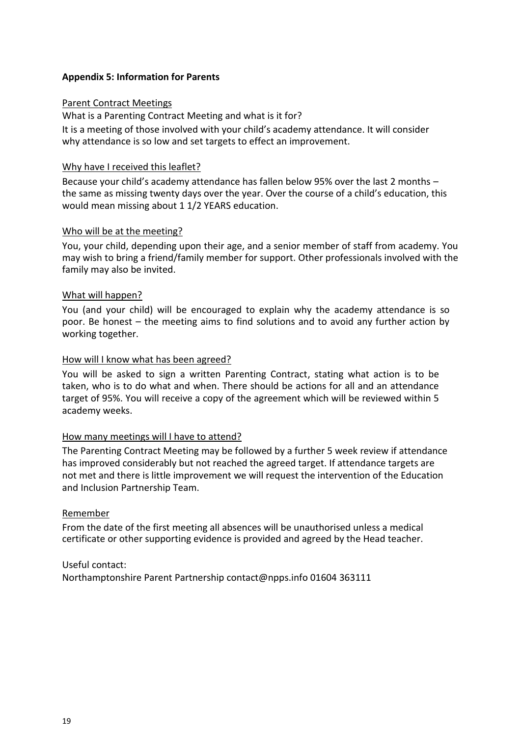**Appendix 5: Information for Parents**

<u>Parent Contract Meetings</u>

What is a Parenting Contract Meeting and what is it for?

It is a meeting of those involved with your child's academy attendance. It will consider why attendance is so low and set targets to effect an improvement.

<u>Why have I received this leaflet?</u>

Because your child's academy attendance has fallen below 95% over the last 2 months – the same as missing twenty days over the year. Over the course of a child's education, this would mean missing about 1 1/2 YEARS education.

<u>Who will be at the meeting?</u>

You, your child, depending upon their age, and a senior member of staff from academy. You may wish to bring a friend/family member for support. Other professionals involved with the family may also be invited.

<u>What will happen?</u>

You (and your child) will be encouraged to explain why the academy attendance is so poor. Be honest – the meeting aims to find solutions and to avoid any further action by working together.

<u>How will I know what has been agreed?</u>

You will be asked to sign a written Parenting Contract, stating what action is to be taken, who is to do what and when. There should be actions for all and an attendance target of 95%. You will receive a copy of the agreement which will be reviewed within 5 academy weeks.

<u>How many meetings will I have to attend?</u>

The Parenting Contract Meeting may be followed by a further 5 week review if attendance has improved considerably but not reached the agreed target. If attendance targets are not met and there is little improvement we will request the intervention of the Education and Inclusion Partnership Team.

<u>Remember</u>

From the date of the first meeting all absences will be unauthorised unless a medical certificate or other supporting evidence is provided and agreed by the Head teacher.

Useful contact:
Northamptonshire Parent Partnership contact@npps.info 01604 363111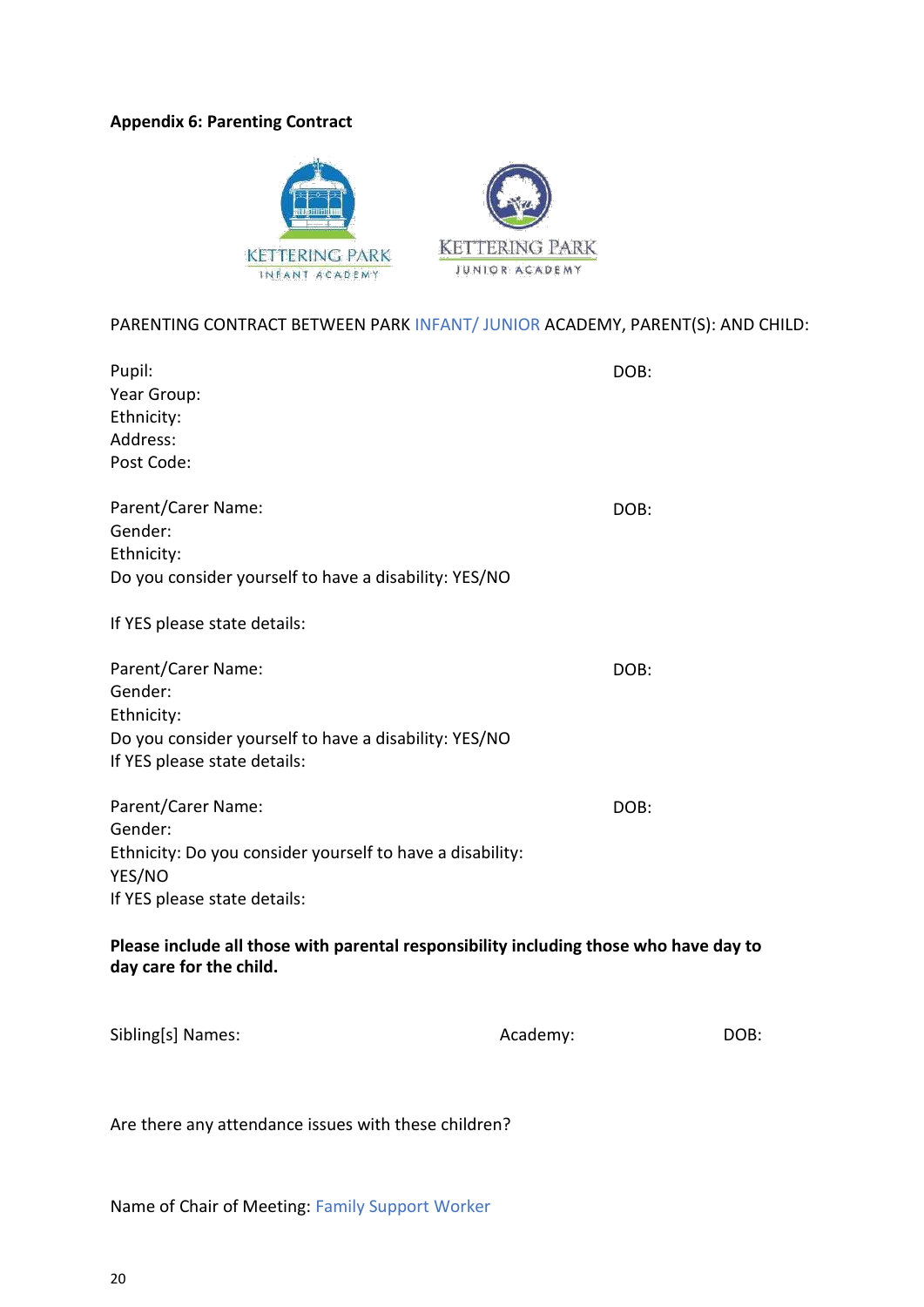**Appendix 6: Parenting Contract**

KETTERING PARK
INFANT ACADEMY

KETTERING PARK
JUNIOR ACADEMY

PARENTING CONTRACT BETWEEN PARK INFANT/ JUNIOR ACADEMY, PARENT(S): AND CHILD:

Pupil: DOB:
Year Group:
Ethnicity:
Address:
Post Code:

Parent/Carer Name: DOB:
Gender:
Ethnicity:
Do you consider yourself to have a disability: YES/NO

If YES please state details:

Parent/Carer Name: DOB:
Gender:
Ethnicity:
Do you consider yourself to have a disability: YES/NO
If YES please state details:

Parent/Carer Name: DOB:
Gender:
Ethnicity: Do you consider yourself to have a disability:
YES/NO
If YES please state details:

**Please include all those with parental responsibility including those who have day to day care for the child.**

Sibling[s] Names: Academy: DOB:

Are there any attendance issues with these children?

Name of Chair of Meeting: Family Support Worker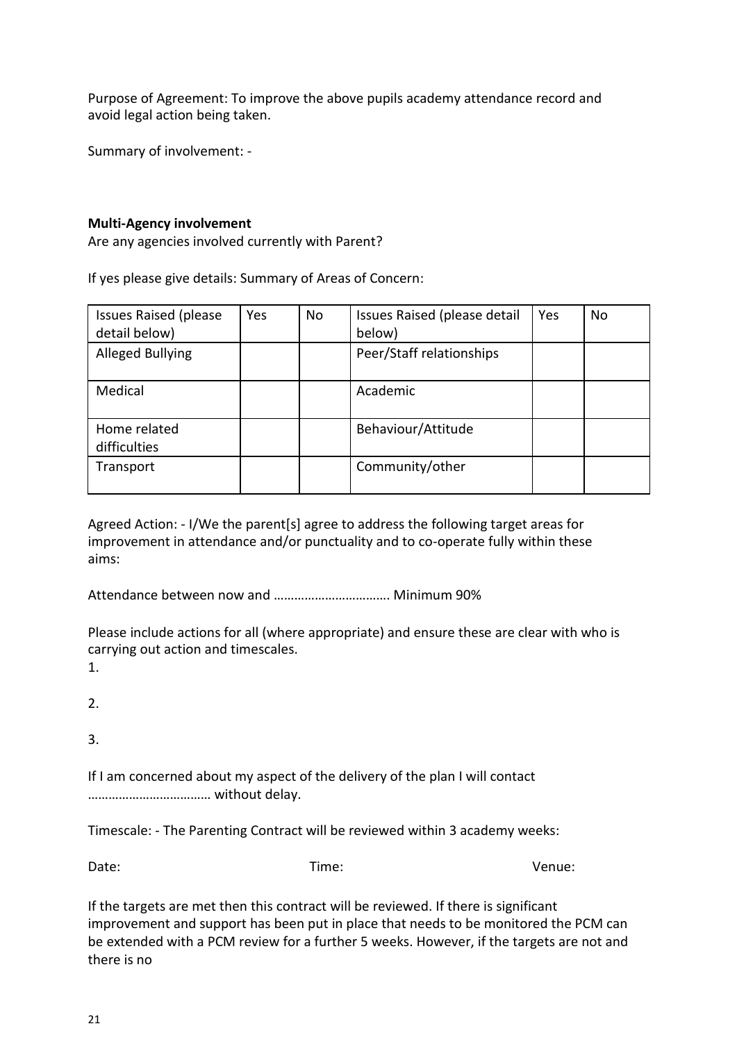Purpose of Agreement: To improve the above pupils academy attendance record and avoid legal action being taken.

Summary of involvement: -

**Multi-Agency involvement**

Are any agencies involved currently with Parent?

If yes please give details: Summary of Areas of Concern:

| Issues Raised (please detail below) | Yes | No | Issues Raised (please detail below) | Yes | No |
|---|---|---|---|---|---|
| Alleged Bullying | | | Peer/Staff relationships | | |
| Medical | | | Academic | | |
| Home related difficulties | | | Behaviour/Attitude | | |
| Transport | | | Community/other | | |

Agreed Action: - I/We the parent[s] agree to address the following target areas for improvement in attendance and/or punctuality and to co-operate fully within these aims:

Attendance between now and ……………………………. Minimum 90%

Please include actions for all (where appropriate) and ensure these are clear with who is carrying out action and timescales.

1.

2.

3.

If I am concerned about my aspect of the delivery of the plan I will contact ……………………………… without delay.

Timescale: - The Parenting Contract will be reviewed within 3 academy weeks:

Date: Time: Venue:

If the targets are met then this contract will be reviewed. If there is significant improvement and support has been put in place that needs to be monitored the PCM can be extended with a PCM review for a further 5 weeks. However, if the targets are not and there is no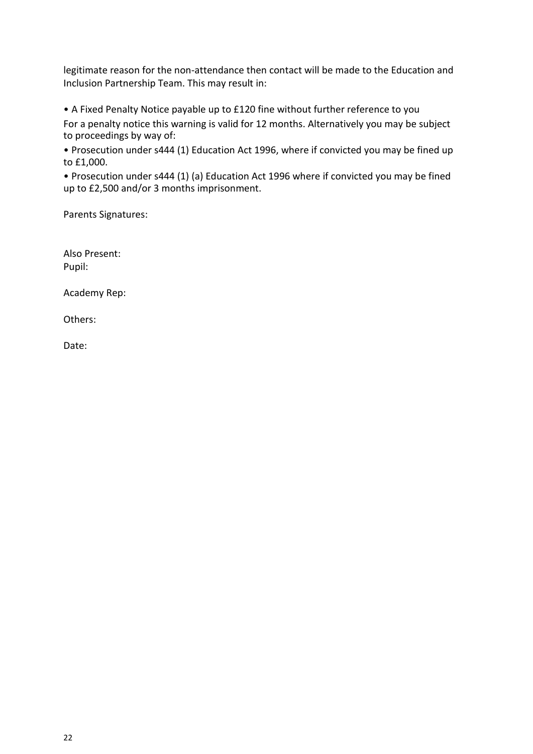legitimate reason for the non-attendance then contact will be made to the Education and Inclusion Partnership Team. This may result in:

• A Fixed Penalty Notice payable up to £120 fine without further reference to you

For a penalty notice this warning is valid for 12 months. Alternatively you may be subject to proceedings by way of:

• Prosecution under s444 (1) Education Act 1996, where if convicted you may be fined up to £1,000.

• Prosecution under s444 (1) (a) Education Act 1996 where if convicted you may be fined up to £2,500 and/or 3 months imprisonment.

Parents Signatures:

Also Present:
Pupil:

Academy Rep:

Others:

Date: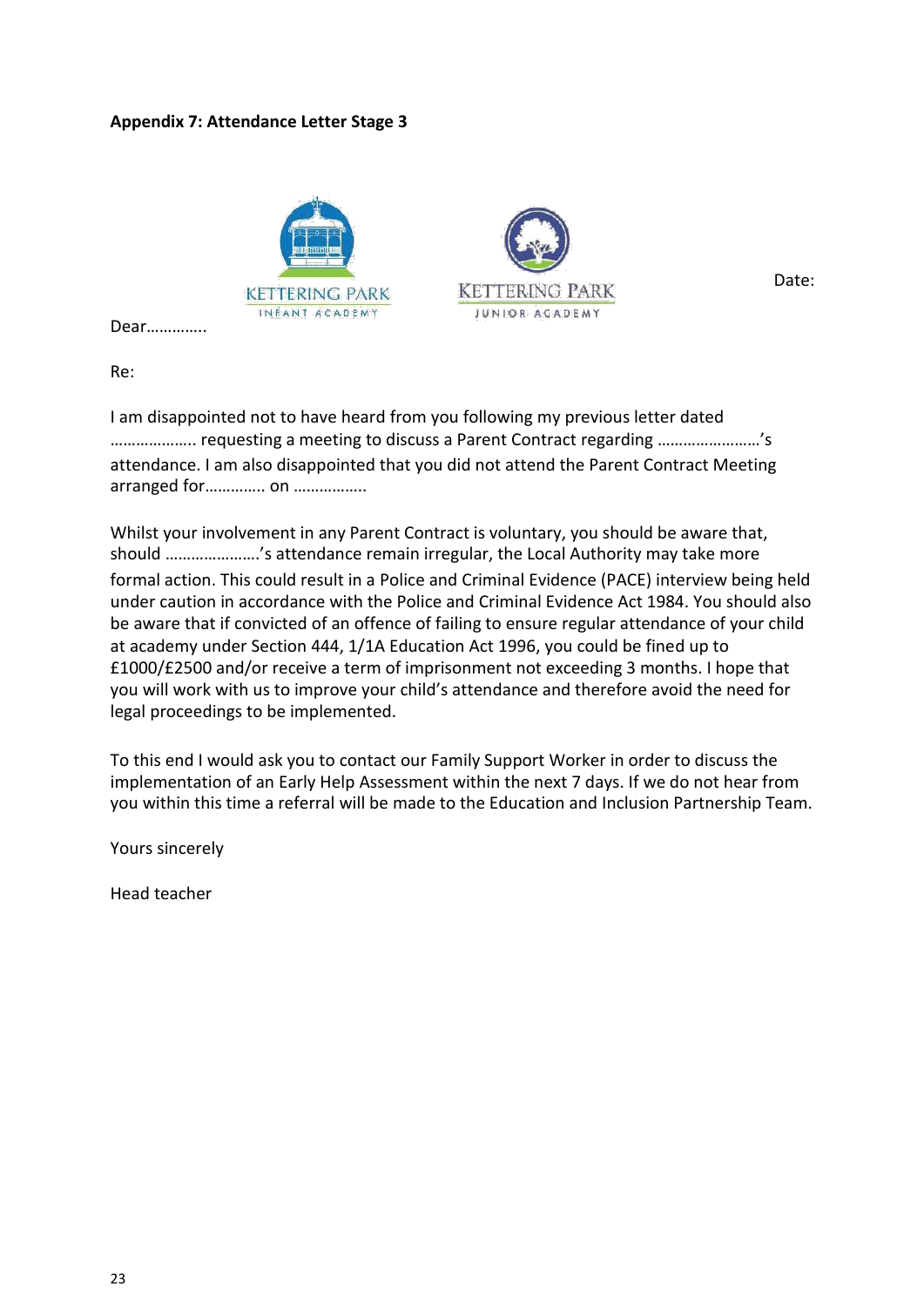**Appendix 7: Attendance Letter Stage 3**

KETTERING PARK INFANT ACADEMY

KETTERING PARK JUNIOR ACADEMY

Date:

Dear…………..

Re:

I am disappointed not to have heard from you following my previous letter dated ……………….. requesting a meeting to discuss a Parent Contract regarding ……………………'s attendance. I am also disappointed that you did not attend the Parent Contract Meeting arranged for…………. on ……………..

Whilst your involvement in any Parent Contract is voluntary, you should be aware that, should ………………….'s attendance remain irregular, the Local Authority may take more formal action. This could result in a Police and Criminal Evidence (PACE) interview being held under caution in accordance with the Police and Criminal Evidence Act 1984. You should also be aware that if convicted of an offence of failing to ensure regular attendance of your child at academy under Section 444, 1/1A Education Act 1996, you could be fined up to £1000/£2500 and/or receive a term of imprisonment not exceeding 3 months. I hope that you will work with us to improve your child's attendance and therefore avoid the need for legal proceedings to be implemented.

To this end I would ask you to contact our Family Support Worker in order to discuss the implementation of an Early Help Assessment within the next 7 days. If we do not hear from you within this time a referral will be made to the Education and Inclusion Partnership Team.

Yours sincerely

Head teacher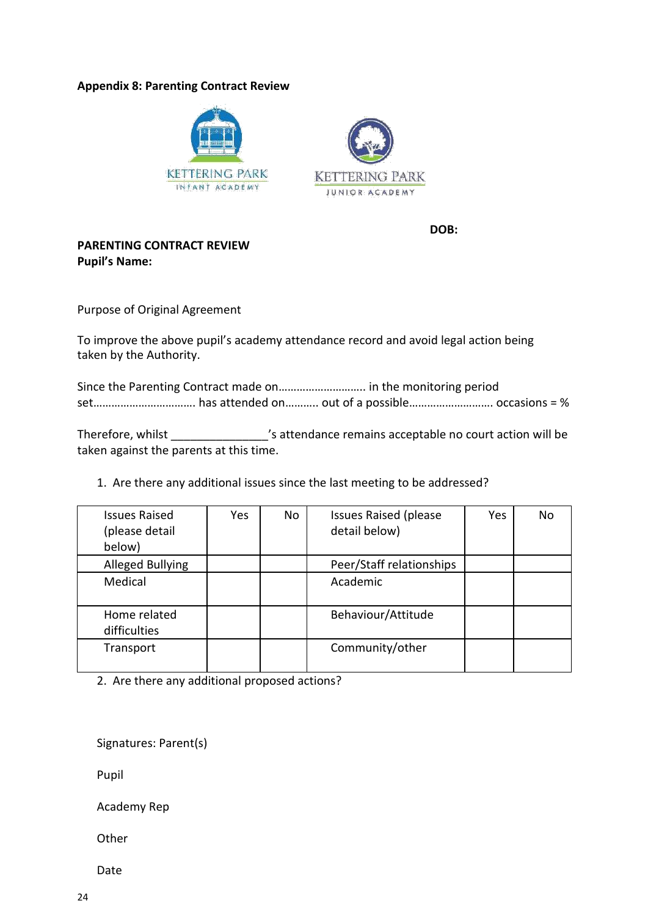**Appendix 8: Parenting Contract Review**

KETTERING PARK INFANT ACADEMY

KETTERING PARK JUNIOR ACADEMY

**DOB:**

**PARENTING CONTRACT REVIEW**
**Pupil's Name:**

Purpose of Original Agreement

To improve the above pupil's academy attendance record and avoid legal action being taken by the Authority.

Since the Parenting Contract made on………………………. in the monitoring period set…………………………… has attended on………. out of a possible……………………… occasions = %

Therefore, whilst _______________'s attendance remains acceptable no court action will be taken against the parents at this time.

1. Are there any additional issues since the last meeting to be addressed?

| Issues Raised (please detail below) | Yes | No | Issues Raised (please detail below) | Yes | No |
|---|---|---|---|---|---|
| Alleged Bullying | | | Peer/Staff relationships | | |
| Medical | | | Academic | | |
| Home related difficulties | | | Behaviour/Attitude | | |
| Transport | | | Community/other | | |

2. Are there any additional proposed actions?

Signatures: Parent(s)

Pupil

Academy Rep

Other

Date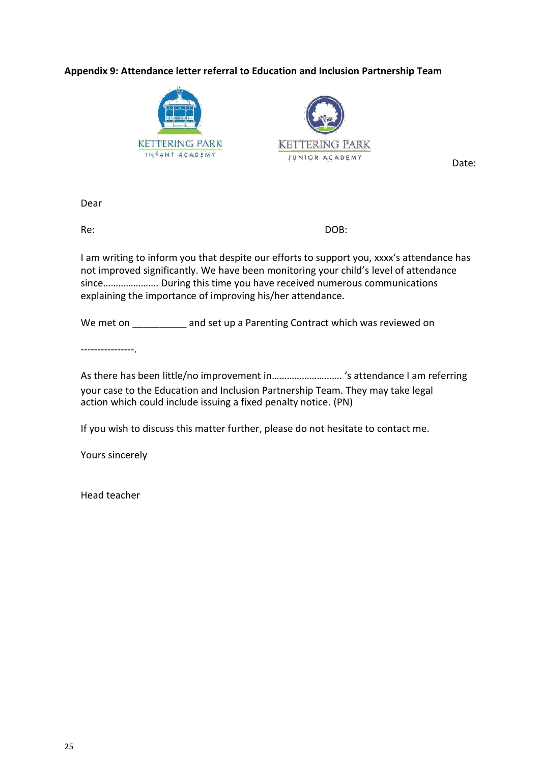**Appendix 9: Attendance letter referral to Education and Inclusion Partnership Team**

KETTERING PARK INFANT ACADEMY

KETTERING PARK JUNIOR ACADEMY

Date:

Dear

Re: DOB:

I am writing to inform you that despite our efforts to support you, xxxx's attendance has not improved significantly. We have been monitoring your child's level of attendance since…………………. During this time you have received numerous communications explaining the importance of improving his/her attendance.

We met on __________ and set up a Parenting Contract which was reviewed on

----------------.

As there has been little/no improvement in……………………… 's attendance I am referring your case to the Education and Inclusion Partnership Team. They may take legal action which could include issuing a fixed penalty notice. (PN)

If you wish to discuss this matter further, please do not hesitate to contact me.

Yours sincerely

Head teacher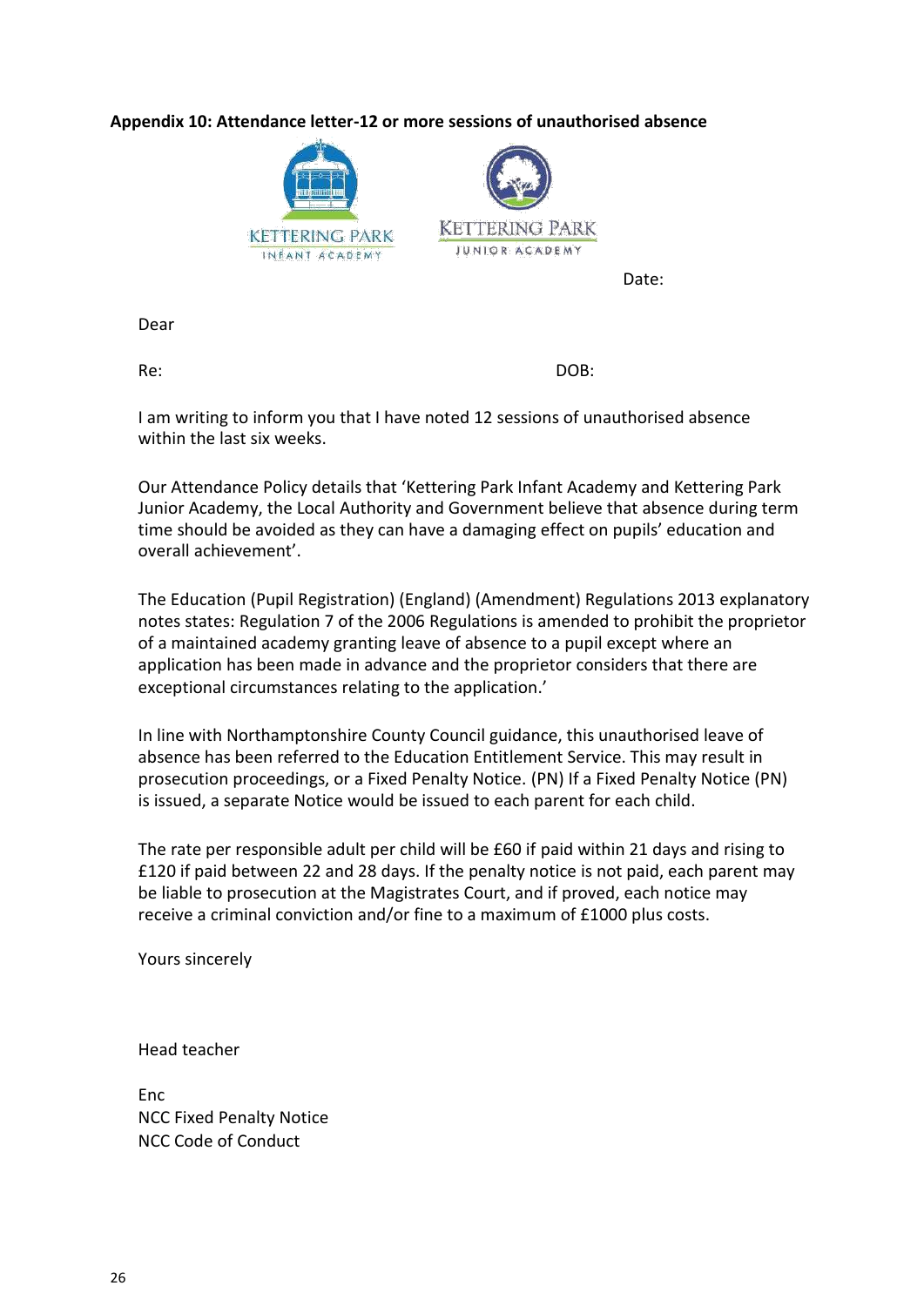**Appendix 10: Attendance letter-12 or more sessions of unauthorised absence**

KETTERING PARK INFANT ACADEMY

KETTERING PARK JUNIOR ACADEMY

Date:

Dear

Re: DOB:

I am writing to inform you that I have noted 12 sessions of unauthorised absence within the last six weeks.

Our Attendance Policy details that 'Kettering Park Infant Academy and Kettering Park Junior Academy, the Local Authority and Government believe that absence during term time should be avoided as they can have a damaging effect on pupils' education and overall achievement'.

The Education (Pupil Registration) (England) (Amendment) Regulations 2013 explanatory notes states: Regulation 7 of the 2006 Regulations is amended to prohibit the proprietor of a maintained academy granting leave of absence to a pupil except where an application has been made in advance and the proprietor considers that there are exceptional circumstances relating to the application.'

In line with Northamptonshire County Council guidance, this unauthorised leave of absence has been referred to the Education Entitlement Service. This may result in prosecution proceedings, or a Fixed Penalty Notice. (PN) If a Fixed Penalty Notice (PN) is issued, a separate Notice would be issued to each parent for each child.

The rate per responsible adult per child will be £60 if paid within 21 days and rising to £120 if paid between 22 and 28 days. If the penalty notice is not paid, each parent may be liable to prosecution at the Magistrates Court, and if proved, each notice may receive a criminal conviction and/or fine to a maximum of £1000 plus costs.

Yours sincerely

Head teacher

Enc
NCC Fixed Penalty Notice
NCC Code of Conduct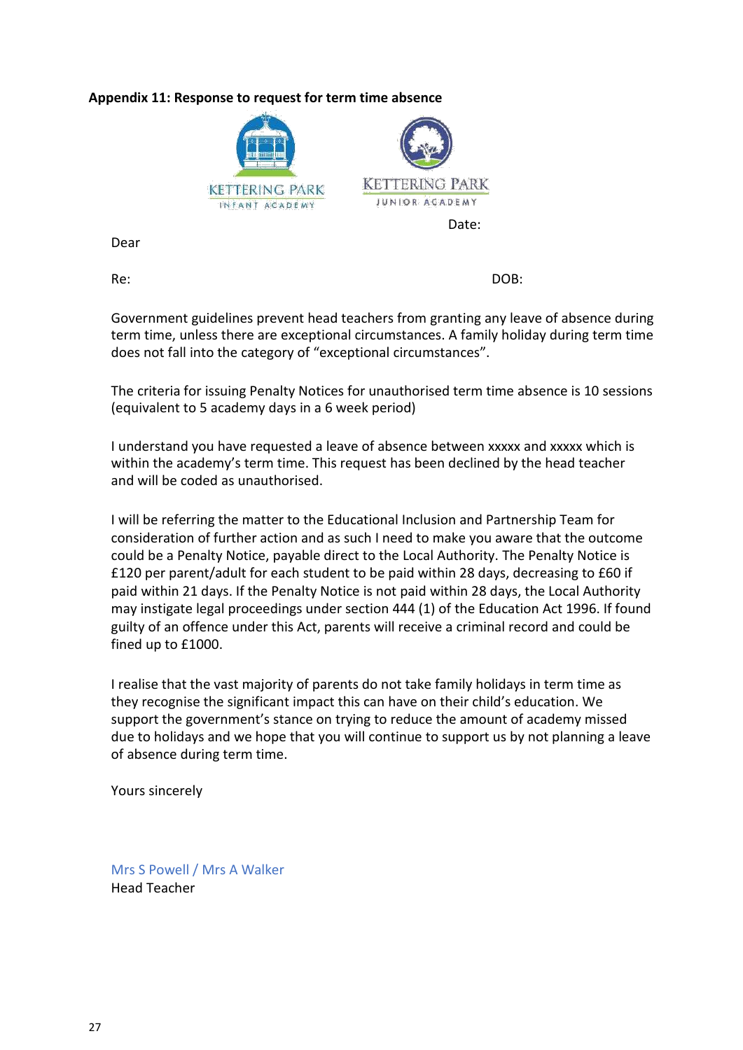**Appendix 11: Response to request for term time absence**

KETTERING PARK INFANT ACADEMY

KETTERING PARK JUNIOR ACADEMY

Date:

Dear

Re: DOB:

Government guidelines prevent head teachers from granting any leave of absence during term time, unless there are exceptional circumstances. A family holiday during term time does not fall into the category of "exceptional circumstances".

The criteria for issuing Penalty Notices for unauthorised term time absence is 10 sessions (equivalent to 5 academy days in a 6 week period)

I understand you have requested a leave of absence between xxxxx and xxxxx which is within the academy's term time. This request has been declined by the head teacher and will be coded as unauthorised.

I will be referring the matter to the Educational Inclusion and Partnership Team for consideration of further action and as such I need to make you aware that the outcome could be a Penalty Notice, payable direct to the Local Authority. The Penalty Notice is £120 per parent/adult for each student to be paid within 28 days, decreasing to £60 if paid within 21 days. If the Penalty Notice is not paid within 28 days, the Local Authority may instigate legal proceedings under section 444 (1) of the Education Act 1996. If found guilty of an offence under this Act, parents will receive a criminal record and could be fined up to £1000.

I realise that the vast majority of parents do not take family holidays in term time as they recognise the significant impact this can have on their child's education. We support the government's stance on trying to reduce the amount of academy missed due to holidays and we hope that you will continue to support us by not planning a leave of absence during term time.

Yours sincerely

Mrs S Powell / Mrs A Walker
Head Teacher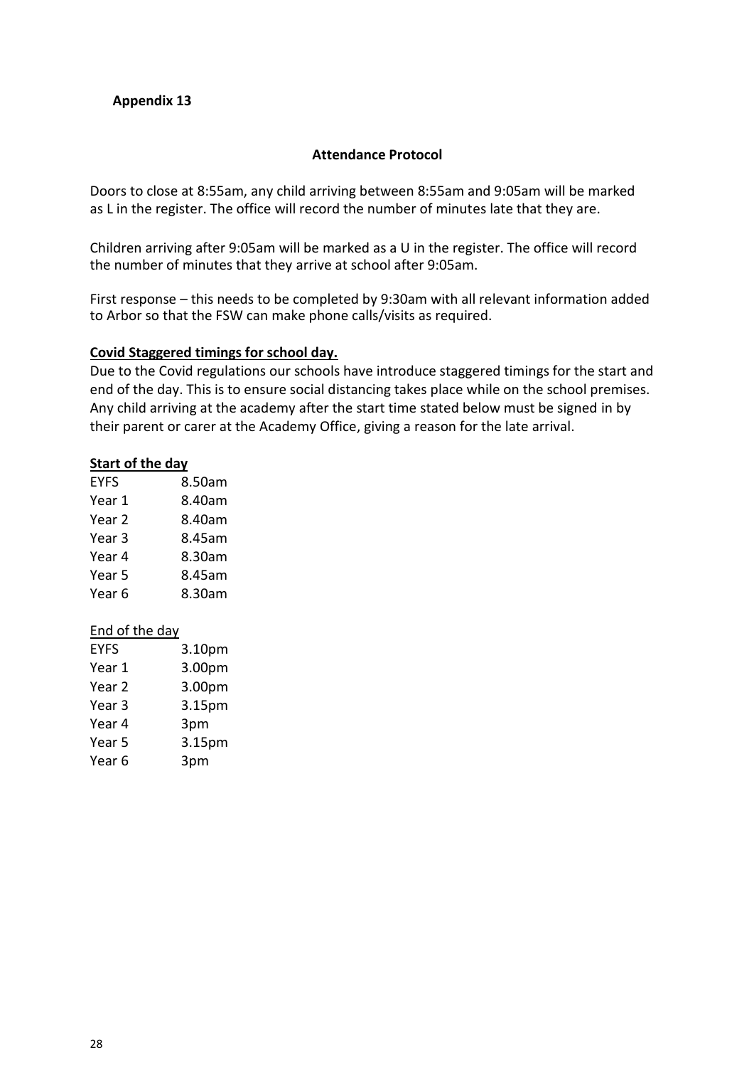**Appendix 13**

**Attendance Protocol**

Doors to close at 8:55am, any child arriving between 8:55am and 9:05am will be marked as L in the register. The office will record the number of minutes late that they are.

Children arriving after 9:05am will be marked as a U in the register. The office will record the number of minutes that they arrive at school after 9:05am.

First response – this needs to be completed by 9:30am with all relevant information added to Arbor so that the FSW can make phone calls/visits as required.

**Covid Staggered timings for school day.**

Due to the Covid regulations our schools have introduce staggered timings for the start and end of the day. This is to ensure social distancing takes place while on the school premises. Any child arriving at the academy after the start time stated below must be signed in by their parent or carer at the Academy Office, giving a reason for the late arrival.

**Start of the day**

| | |
|---|---|
| EYFS | 8.50am |
| Year 1 | 8.40am |
| Year 2 | 8.40am |
| Year 3 | 8.45am |
| Year 4 | 8.30am |
| Year 5 | 8.45am |
| Year 6 | 8.30am |

End of the day

| | |
|---|---|
| EYFS | 3.10pm |
| Year 1 | 3.00pm |
| Year 2 | 3.00pm |
| Year 3 | 3.15pm |
| Year 4 | 3pm |
| Year 5 | 3.15pm |
| Year 6 | 3pm |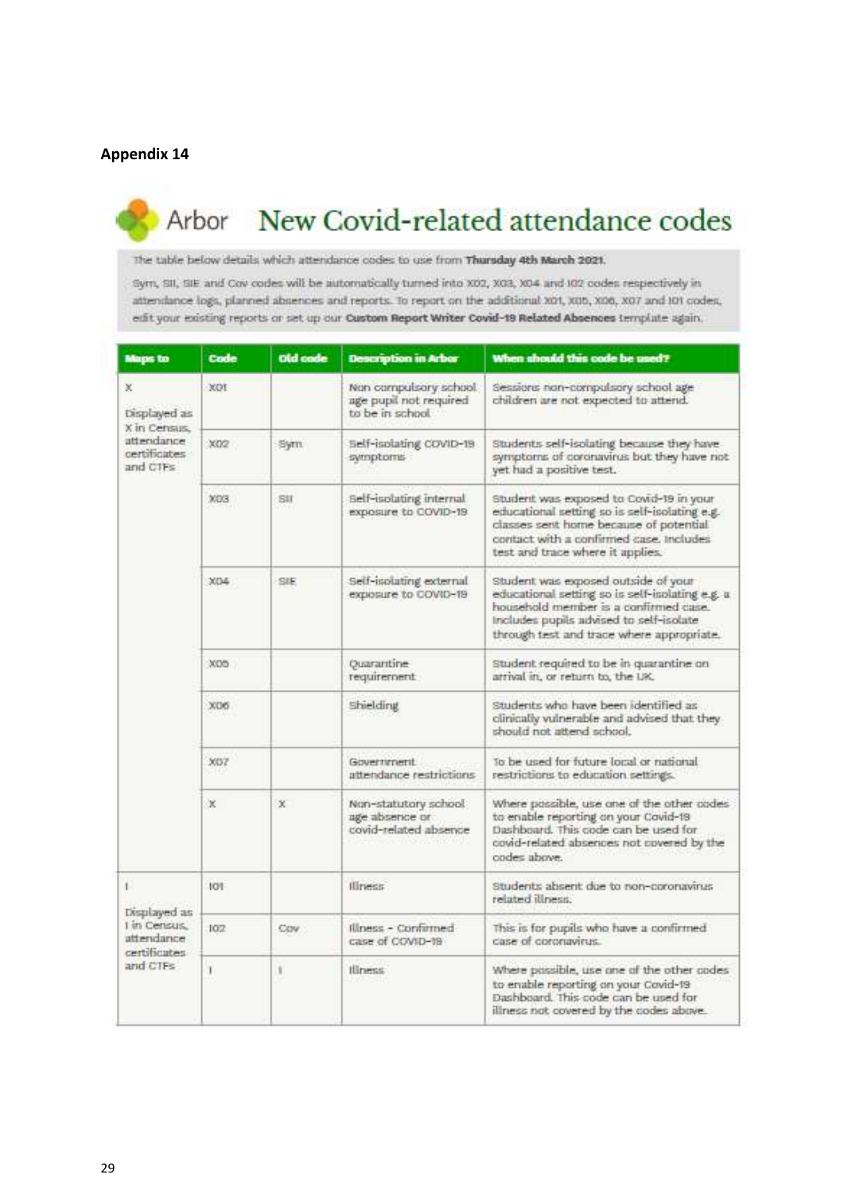**Appendix 14**

# Arbor New Covid-related attendance codes

The table below details which attendance codes to use from **Thursday 4th March 2021**.

Sym, SII, SIE and Cov codes will be automatically turned into X02, X03, X04 and I02 codes respectively in attendance logs, planned absences and reports. To report on the additional X01, X05, X06, X07 and I01 codes, edit your existing reports or set up our **Custom Report Writer Covid-19 Related Absences** template again.

| Maps to | Code | Old code | Description in Arbor | When should this code be used? |
|---|---|---|---|---|
| X<br><br>Displayed as X in Census, attendance certificates and CTFs | X01 | | Non compulsory school age pupil not required to be in school | Sessions non-compulsory school age children are not expected to attend. |
| | X02 | Sym | Self-isolating COVID-19 symptoms | Students self-isolating because they have symptoms of coronavirus but they have not yet had a positive test. |
| | X03 | SII | Self-isolating internal exposure to COVID-19 | Student was exposed to Covid-19 in your educational setting so is self-isolating e.g. classes sent home because of potential contact with a confirmed case. Includes test and trace where it applies. |
| | X04 | SIE | Self-isolating external exposure to COVID-19 | Student was exposed outside of your educational setting so is self-isolating e.g. a household member is a confirmed case. Includes pupils advised to self-isolate through test and trace where appropriate. |
| | X05 | | Quarantine requirement | Student required to be in quarantine on arrival in, or return to, the UK. |
| | X06 | | Shielding | Students who have been identified as clinically vulnerable and advised that they should not attend school. |
| | X07 | | Government attendance restrictions | To be used for future local or national restrictions to education settings. |
| | X | X | Non-statutory school age absence or covid-related absence | Where possible, use one of the other codes to enable reporting on your Covid-19 Dashboard. This code can be used for covid-related absences not covered by the codes above. |
| I<br><br>Displayed as I in Census, attendance certificates and CTFs | I01 | | Illness | Students absent due to non-coronavirus related illness. |
| | I02 | Cov | Illness - Confirmed case of COVID-19 | This is for pupils who have a confirmed case of coronavirus. |
| | I | I | Illness | Where possible, use one of the other codes to enable reporting on your Covid-19 Dashboard. This code can be used for illness not covered by the codes above. |